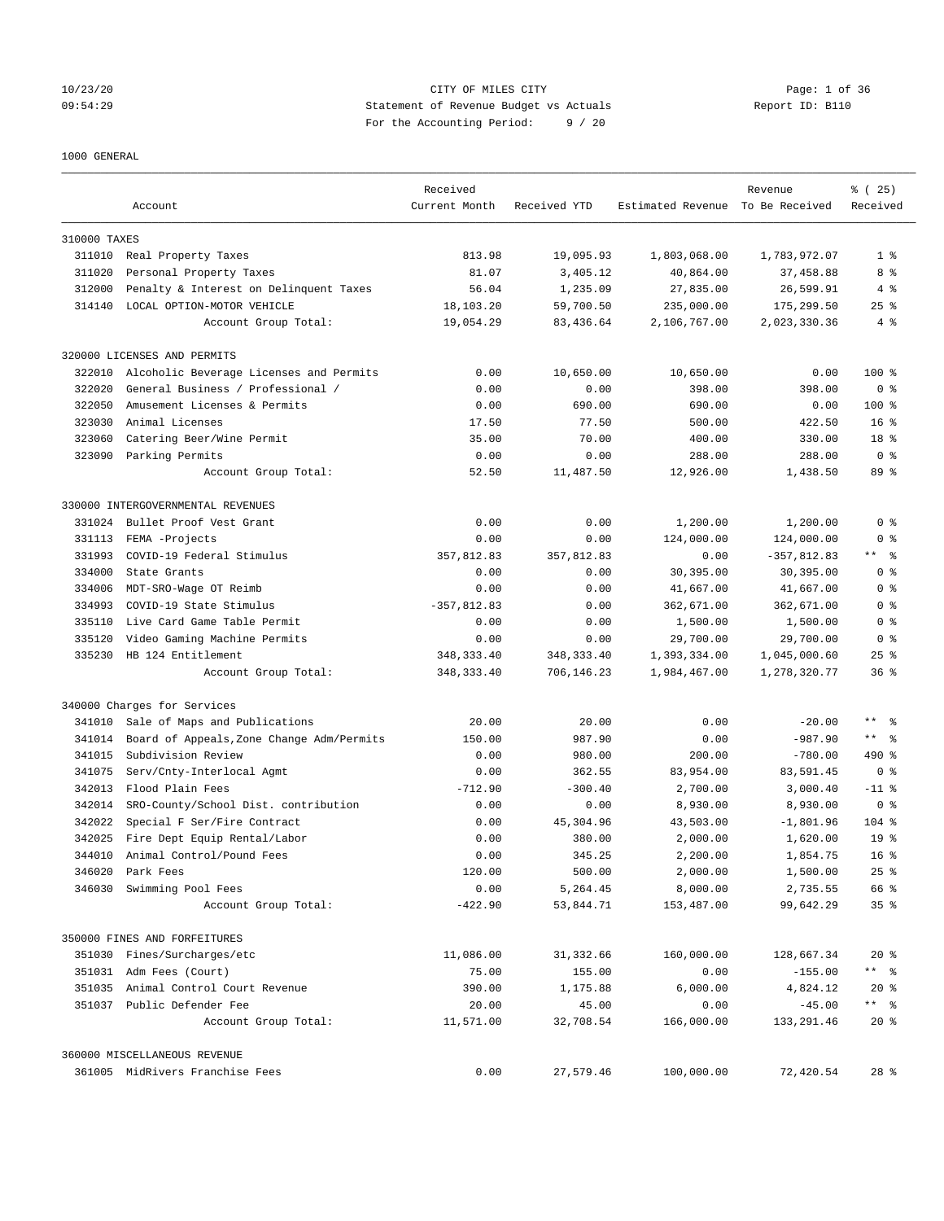10/23/20 CITY OF MILES CITY
09:54:29 Statement of Revenue Budget vs Actuals Report ID: B110
For the Accounting Period: 9 / 20

1000 GENERAL

| Account | | Received Current Month | Received YTD | Estimated Revenue | Revenue To Be Received | % ( 25) Received |
|---|---|---|---|---|---|---|
| 310000 TAXES | | | | | | |
| 311010 | Real Property Taxes | 813.98 | 19,095.93 | 1,803,068.00 | 1,783,972.07 | 1 % |
| 311020 | Personal Property Taxes | 81.07 | 3,405.12 | 40,864.00 | 37,458.88 | 8 % |
| 312000 | Penalty & Interest on Delinquent Taxes | 56.04 | 1,235.09 | 27,835.00 | 26,599.91 | 4 % |
| 314140 | LOCAL OPTION-MOTOR VEHICLE | 18,103.20 | 59,700.50 | 235,000.00 | 175,299.50 | 25 % |
| | Account Group Total: | 19,054.29 | 83,436.64 | 2,106,767.00 | 2,023,330.36 | 4 % |
| 320000 LICENSES AND PERMITS | | | | | | |
| 322010 | Alcoholic Beverage Licenses and Permits | 0.00 | 10,650.00 | 10,650.00 | 0.00 | 100 % |
| 322020 | General Business / Professional / | 0.00 | 0.00 | 398.00 | 398.00 | 0 % |
| 322050 | Amusement Licenses & Permits | 0.00 | 690.00 | 690.00 | 0.00 | 100 % |
| 323030 | Animal Licenses | 17.50 | 77.50 | 500.00 | 422.50 | 16 % |
| 323060 | Catering Beer/Wine Permit | 35.00 | 70.00 | 400.00 | 330.00 | 18 % |
| 323090 | Parking Permits | 0.00 | 0.00 | 288.00 | 288.00 | 0 % |
| | Account Group Total: | 52.50 | 11,487.50 | 12,926.00 | 1,438.50 | 89 % |
| 330000 INTERGOVERNMENTAL REVENUES | | | | | | |
| 331024 | Bullet Proof Vest Grant | 0.00 | 0.00 | 1,200.00 | 1,200.00 | 0 % |
| 331113 | FEMA -Projects | 0.00 | 0.00 | 124,000.00 | 124,000.00 | 0 % |
| 331993 | COVID-19 Federal Stimulus | 357,812.83 | 357,812.83 | 0.00 | -357,812.83 | ** % |
| 334000 | State Grants | 0.00 | 0.00 | 30,395.00 | 30,395.00 | 0 % |
| 334006 | MDT-SRO-Wage OT Reimb | 0.00 | 0.00 | 41,667.00 | 41,667.00 | 0 % |
| 334993 | COVID-19 State Stimulus | -357,812.83 | 0.00 | 362,671.00 | 362,671.00 | 0 % |
| 335110 | Live Card Game Table Permit | 0.00 | 0.00 | 1,500.00 | 1,500.00 | 0 % |
| 335120 | Video Gaming Machine Permits | 0.00 | 0.00 | 29,700.00 | 29,700.00 | 0 % |
| 335230 | HB 124 Entitlement | 348,333.40 | 348,333.40 | 1,393,334.00 | 1,045,000.60 | 25 % |
| | Account Group Total: | 348,333.40 | 706,146.23 | 1,984,467.00 | 1,278,320.77 | 36 % |
| 340000 Charges for Services | | | | | | |
| 341010 | Sale of Maps and Publications | 20.00 | 20.00 | 0.00 | -20.00 | ** % |
| 341014 | Board of Appeals,Zone Change Adm/Permits | 150.00 | 987.90 | 0.00 | -987.90 | ** % |
| 341015 | Subdivision Review | 0.00 | 980.00 | 200.00 | -780.00 | 490 % |
| 341075 | Serv/Cnty-Interlocal Agmt | 0.00 | 362.55 | 83,954.00 | 83,591.45 | 0 % |
| 342013 | Flood Plain Fees | -712.90 | -300.40 | 2,700.00 | 3,000.40 | -11 % |
| 342014 | SRO-County/School Dist. contribution | 0.00 | 0.00 | 8,930.00 | 8,930.00 | 0 % |
| 342022 | Special F Ser/Fire Contract | 0.00 | 45,304.96 | 43,503.00 | -1,801.96 | 104 % |
| 342025 | Fire Dept Equip Rental/Labor | 0.00 | 380.00 | 2,000.00 | 1,620.00 | 19 % |
| 344010 | Animal Control/Pound Fees | 0.00 | 345.25 | 2,200.00 | 1,854.75 | 16 % |
| 346020 | Park Fees | 120.00 | 500.00 | 2,000.00 | 1,500.00 | 25 % |
| 346030 | Swimming Pool Fees | 0.00 | 5,264.45 | 8,000.00 | 2,735.55 | 66 % |
| | Account Group Total: | -422.90 | 53,844.71 | 153,487.00 | 99,642.29 | 35 % |
| 350000 FINES AND FORFEITURES | | | | | | |
| 351030 | Fines/Surcharges/etc | 11,086.00 | 31,332.66 | 160,000.00 | 128,667.34 | 20 % |
| 351031 | Adm Fees (Court) | 75.00 | 155.00 | 0.00 | -155.00 | ** % |
| 351035 | Animal Control Court Revenue | 390.00 | 1,175.88 | 6,000.00 | 4,824.12 | 20 % |
| 351037 | Public Defender Fee | 20.00 | 45.00 | 0.00 | -45.00 | ** % |
| | Account Group Total: | 11,571.00 | 32,708.54 | 166,000.00 | 133,291.46 | 20 % |
| 360000 MISCELLANEOUS REVENUE | | | | | | |
| 361005 | MidRivers Franchise Fees | 0.00 | 27,579.46 | 100,000.00 | 72,420.54 | 28 % |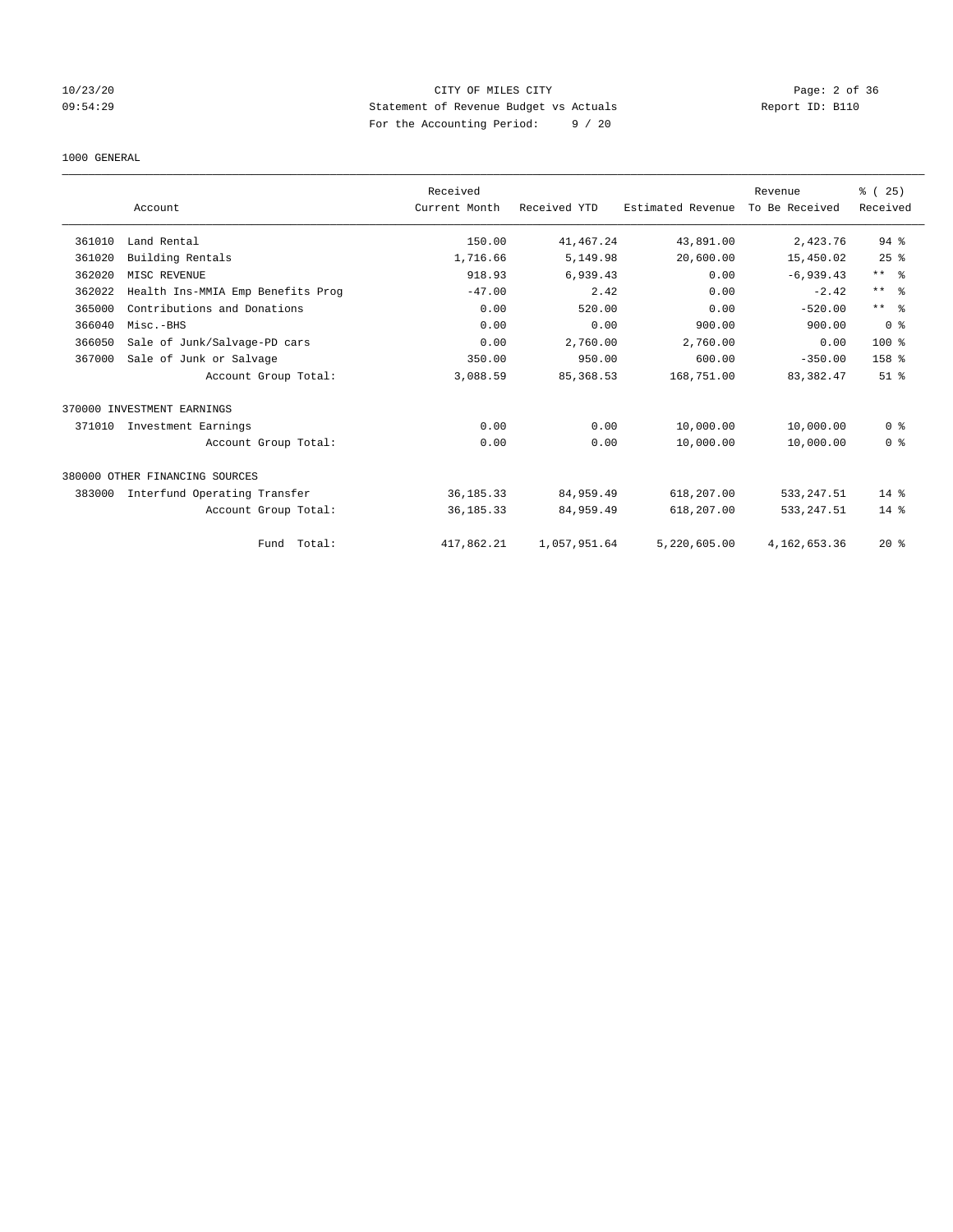CITY OF MILES CITY
Statement of Revenue Budget vs Actuals
For the Accounting Period: 9 / 20

Report ID: B110

1000 GENERAL

| | Account | Received Current Month | Received YTD | Estimated Revenue | Revenue To Be Received | % ( 25) Received |
|---|---|---|---|---|---|---|
| 361010 | Land Rental | 150.00 | 41,467.24 | 43,891.00 | 2,423.76 | 94 % |
| 361020 | Building Rentals | 1,716.66 | 5,149.98 | 20,600.00 | 15,450.02 | 25 % |
| 362020 | MISC REVENUE | 918.93 | 6,939.43 | 0.00 | -6,939.43 | ** % |
| 362022 | Health Ins-MMIA Emp Benefits Prog | -47.00 | 2.42 | 0.00 | -2.42 | ** % |
| 365000 | Contributions and Donations | 0.00 | 520.00 | 0.00 | -520.00 | ** % |
| 366040 | Misc.-BHS | 0.00 | 0.00 | 900.00 | 900.00 | 0 % |
| 366050 | Sale of Junk/Salvage-PD cars | 0.00 | 2,760.00 | 2,760.00 | 0.00 | 100 % |
| 367000 | Sale of Junk or Salvage | 350.00 | 950.00 | 600.00 | -350.00 | 158 % |
| | Account Group Total: | 3,088.59 | 85,368.53 | 168,751.00 | 83,382.47 | 51 % |
| 370000 | INVESTMENT EARNINGS | | | | | |
| 371010 | Investment Earnings | 0.00 | 0.00 | 10,000.00 | 10,000.00 | 0 % |
| | Account Group Total: | 0.00 | 0.00 | 10,000.00 | 10,000.00 | 0 % |
| 380000 | OTHER FINANCING SOURCES | | | | | |
| 383000 | Interfund Operating Transfer | 36,185.33 | 84,959.49 | 618,207.00 | 533,247.51 | 14 % |
| | Account Group Total: | 36,185.33 | 84,959.49 | 618,207.00 | 533,247.51 | 14 % |
| | Fund Total: | 417,862.21 | 1,057,951.64 | 5,220,605.00 | 4,162,653.36 | 20 % |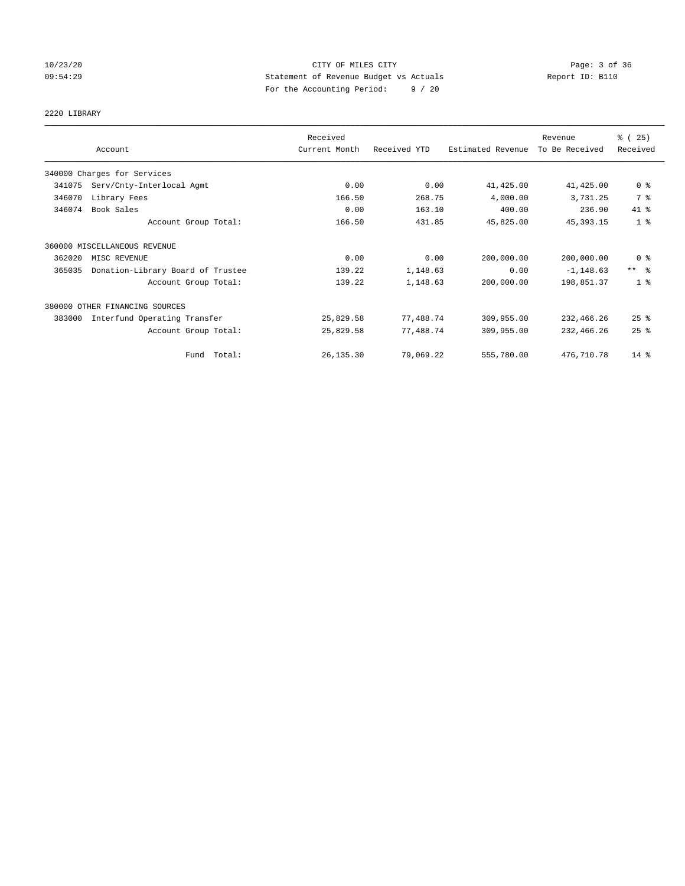CITY OF MILES CITY
Statement of Revenue Budget vs Actuals
For the Accounting Period: 9 / 20

10/23/20
09:54:29

Report ID: B110

## 2220 LIBRARY

| Account | Received Current Month | Received YTD | Estimated Revenue | Revenue To Be Received | % ( 25) Received |
|---|---|---|---|---|---|
| 340000 Charges for Services | | | | | |
| 341075 Serv/Cnty-Interlocal Agmt | 0.00 | 0.00 | 41,425.00 | 41,425.00 | 0 % |
| 346070 Library Fees | 166.50 | 268.75 | 4,000.00 | 3,731.25 | 7 % |
| 346074 Book Sales | 0.00 | 163.10 | 400.00 | 236.90 | 41 % |
| Account Group Total: | 166.50 | 431.85 | 45,825.00 | 45,393.15 | 1 % |
| 360000 MISCELLANEOUS REVENUE | | | | | |
| 362020 MISC REVENUE | 0.00 | 0.00 | 200,000.00 | 200,000.00 | 0 % |
| 365035 Donation-Library Board of Trustee | 139.22 | 1,148.63 | 0.00 | -1,148.63 | ** % |
| Account Group Total: | 139.22 | 1,148.63 | 200,000.00 | 198,851.37 | 1 % |
| 380000 OTHER FINANCING SOURCES | | | | | |
| 383000 Interfund Operating Transfer | 25,829.58 | 77,488.74 | 309,955.00 | 232,466.26 | 25 % |
| Account Group Total: | 25,829.58 | 77,488.74 | 309,955.00 | 232,466.26 | 25 % |
| Fund Total: | 26,135.30 | 79,069.22 | 555,780.00 | 476,710.78 | 14 % |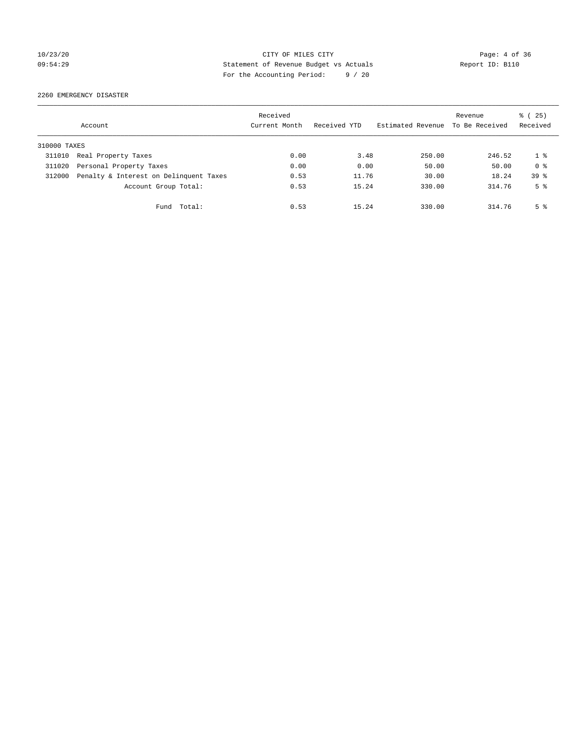CITY OF MILES CITY
Statement of Revenue Budget vs Actuals
For the Accounting Period: 9 / 20

10/23/20
09:54:29

Report ID: B110

2260 EMERGENCY DISASTER

| Account | | Received Current Month | Received YTD | Estimated Revenue | Revenue To Be Received | % ( 25) Received |
|---|---|---|---|---|---|---|
| 310000 TAXES | | | | | | |
| 311010 | Real Property Taxes | 0.00 | 3.48 | 250.00 | 246.52 | 1 % |
| 311020 | Personal Property Taxes | 0.00 | 0.00 | 50.00 | 50.00 | 0 % |
| 312000 | Penalty & Interest on Delinquent Taxes | 0.53 | 11.76 | 30.00 | 18.24 | 39 % |
| | Account Group Total: | 0.53 | 15.24 | 330.00 | 314.76 | 5 % |
| | Fund Total: | 0.53 | 15.24 | 330.00 | 314.76 | 5 % |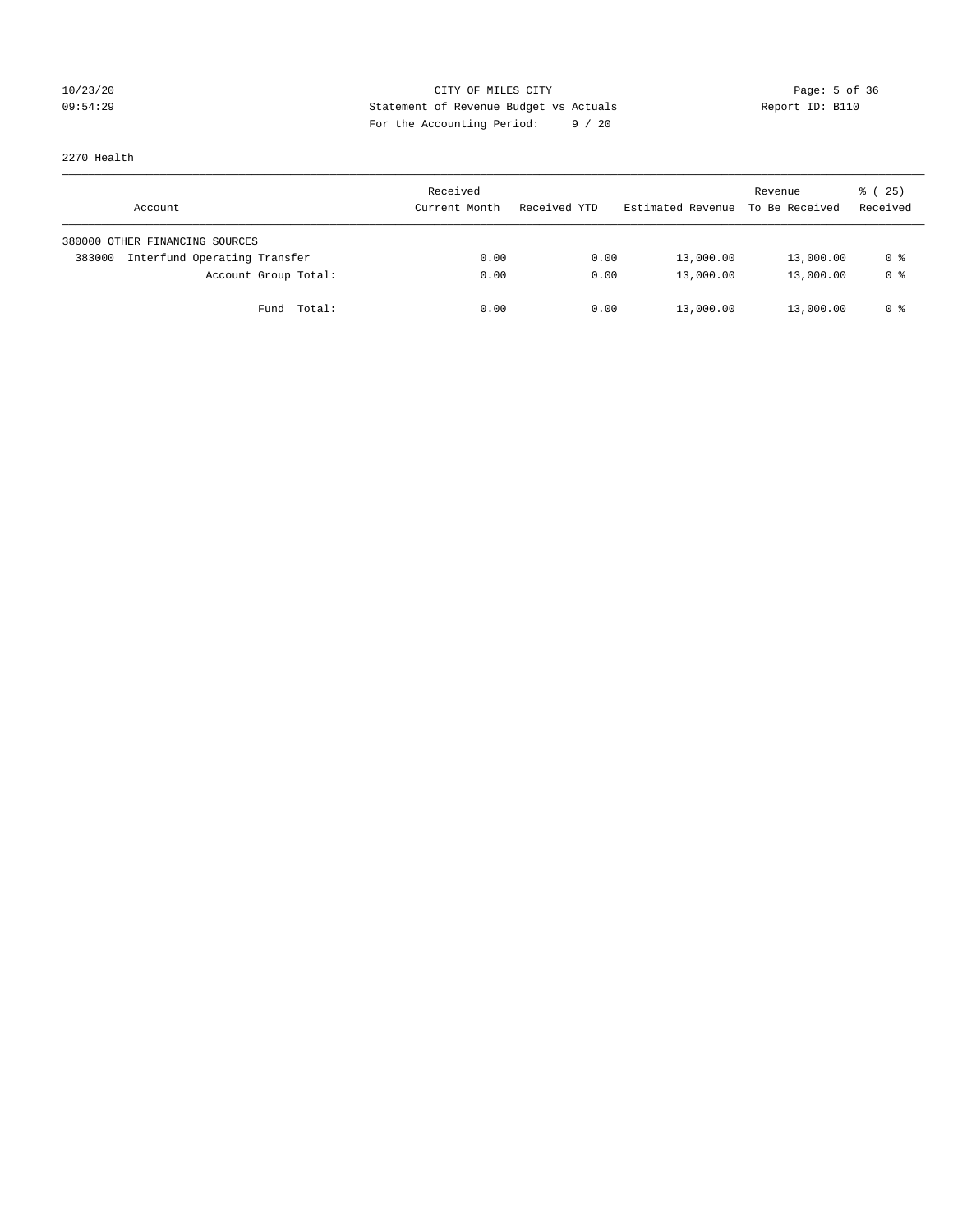10/23/20 CITY OF MILES CITY
09:54:29 Statement of Revenue Budget vs Actuals Report ID: B110
For the Accounting Period: 9 / 20

2270 Health

| Account | Received Current Month | Received YTD | Estimated Revenue | Revenue To Be Received | % ( 25) Received |
|---|---|---|---|---|---|
| 380000 OTHER FINANCING SOURCES | | | | | |
| 383000 Interfund Operating Transfer | 0.00 | 0.00 | 13,000.00 | 13,000.00 | 0 % |
| Account Group Total: | 0.00 | 0.00 | 13,000.00 | 13,000.00 | 0 % |
| Fund Total: | 0.00 | 0.00 | 13,000.00 | 13,000.00 | 0 % |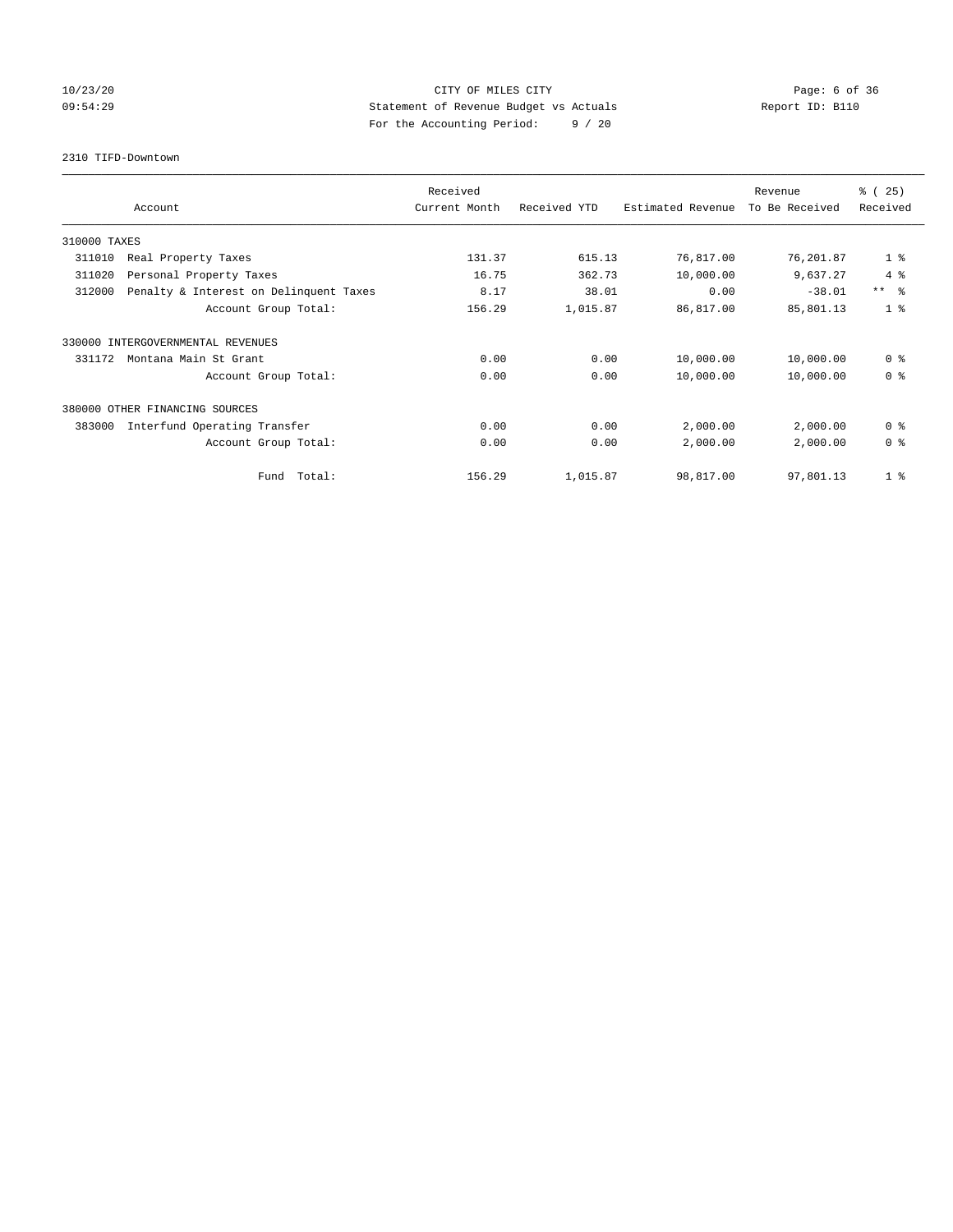# CITY OF MILES CITY

## Statement of Revenue Budget vs Actuals

For the Accounting Period: 9 / 20

10/23/20 09:54:29 — Report ID: B110

### 2310 TIFD-Downtown

| Account | | Received Current Month | Received YTD | Estimated Revenue | Revenue To Be Received | % ( 25) Received |
|---|---|---|---|---|---|---|
| **310000 TAXES** | | | | | | |
| 311010 | Real Property Taxes | 131.37 | 615.13 | 76,817.00 | 76,201.87 | 1 % |
| 311020 | Personal Property Taxes | 16.75 | 362.73 | 10,000.00 | 9,637.27 | 4 % |
| 312000 | Penalty & Interest on Delinquent Taxes | 8.17 | 38.01 | 0.00 | -38.01 | ** % |
| | Account Group Total: | 156.29 | 1,015.87 | 86,817.00 | 85,801.13 | 1 % |
| **330000 INTERGOVERNMENTAL REVENUES** | | | | | | |
| 331172 | Montana Main St Grant | 0.00 | 0.00 | 10,000.00 | 10,000.00 | 0 % |
| | Account Group Total: | 0.00 | 0.00 | 10,000.00 | 10,000.00 | 0 % |
| **380000 OTHER FINANCING SOURCES** | | | | | | |
| 383000 | Interfund Operating Transfer | 0.00 | 0.00 | 2,000.00 | 2,000.00 | 0 % |
| | Account Group Total: | 0.00 | 0.00 | 2,000.00 | 2,000.00 | 0 % |
| | Fund Total: | 156.29 | 1,015.87 | 98,817.00 | 97,801.13 | 1 % |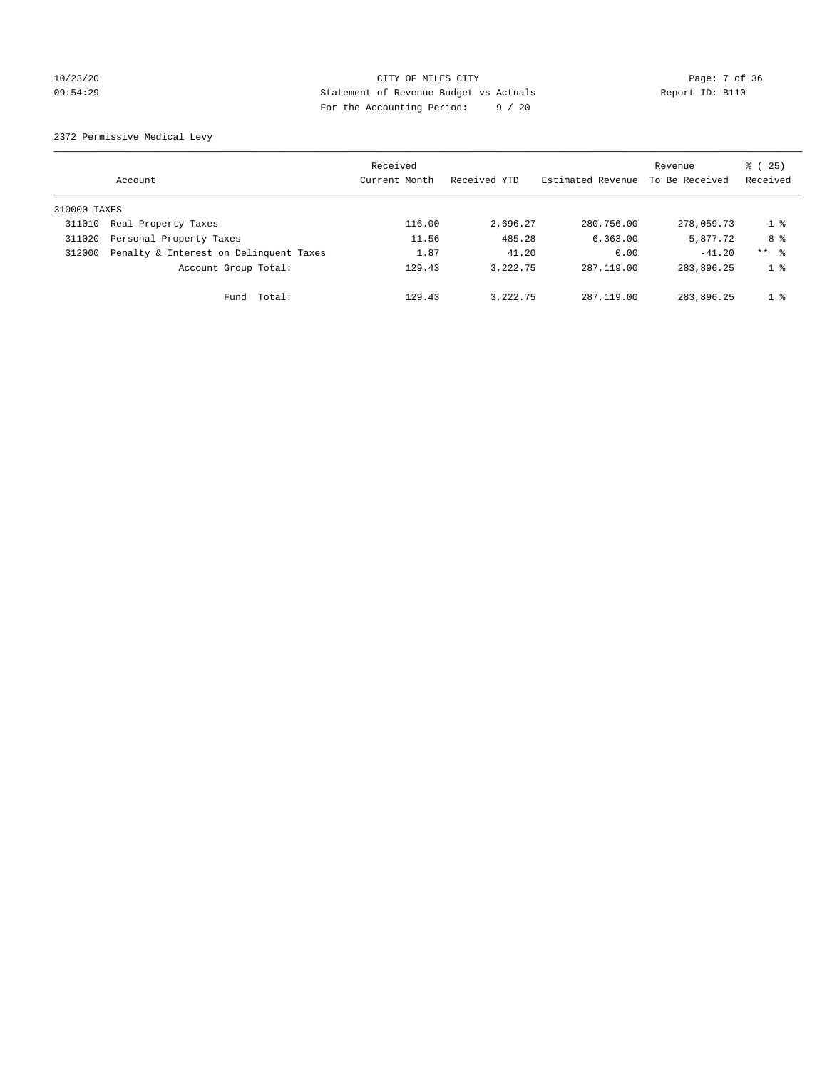CITY OF MILES CITY

Statement of Revenue Budget vs Actuals

For the Accounting Period: 9 / 20

10/23/20
09:54:29

Report ID: B110

2372 Permissive Medical Levy

| Account | | Received Current Month | Received YTD | Estimated Revenue | Revenue To Be Received | % ( 25) Received |
|---|---|---|---|---|---|---|
| 310000 TAXES | | | | | | |
| 311010 | Real Property Taxes | 116.00 | 2,696.27 | 280,756.00 | 278,059.73 | 1 % |
| 311020 | Personal Property Taxes | 11.56 | 485.28 | 6,363.00 | 5,877.72 | 8 % |
| 312000 | Penalty & Interest on Delinquent Taxes | 1.87 | 41.20 | 0.00 | -41.20 | ** % |
| | Account Group Total: | 129.43 | 3,222.75 | 287,119.00 | 283,896.25 | 1 % |
| | Fund Total: | 129.43 | 3,222.75 | 287,119.00 | 283,896.25 | 1 % |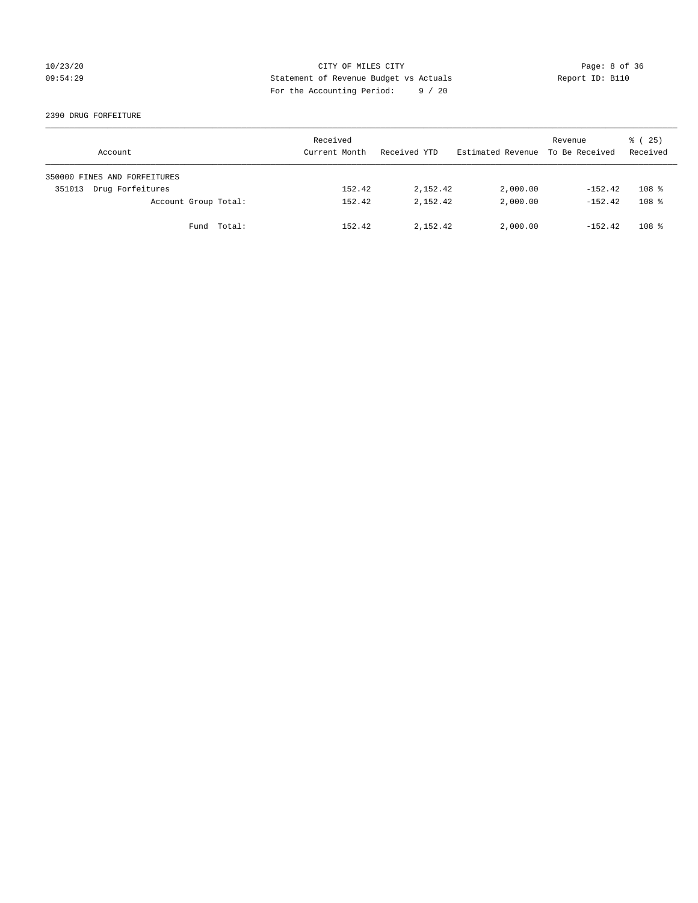CITY OF MILES CITY
Statement of Revenue Budget vs Actuals
For the Accounting Period: 9 / 20

10/23/20
09:54:29

Report ID: B110

2390 DRUG FORFEITURE

| Account | Received Current Month | Received YTD | Estimated Revenue | Revenue To Be Received | % ( 25) Received |
|---|---|---|---|---|---|
| 350000 FINES AND FORFEITURES | | | | | |
| 351013 Drug Forfeitures | 152.42 | 2,152.42 | 2,000.00 | -152.42 | 108 % |
| Account Group Total: | 152.42 | 2,152.42 | 2,000.00 | -152.42 | 108 % |
| Fund Total: | 152.42 | 2,152.42 | 2,000.00 | -152.42 | 108 % |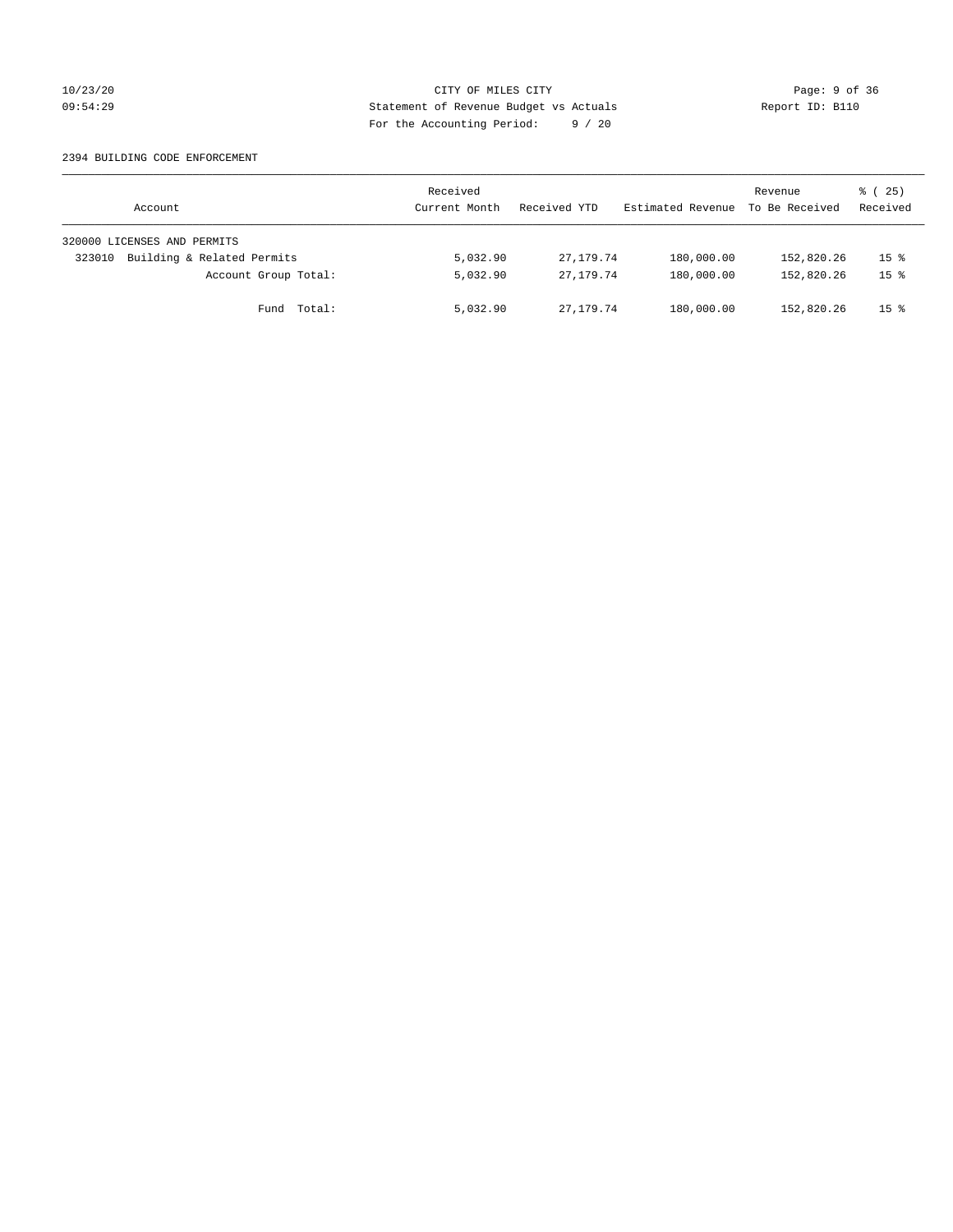CITY OF MILES CITY
Statement of Revenue Budget vs Actuals
For the Accounting Period: 9 / 20

10/23/20
09:54:29

Report ID: B110

2394 BUILDING CODE ENFORCEMENT

| Account | Received Current Month | Received YTD | Estimated Revenue | Revenue To Be Received | % ( 25) Received |
|---|---|---|---|---|---|
| 320000 LICENSES AND PERMITS | | | | | |
| 323010 Building & Related Permits | 5,032.90 | 27,179.74 | 180,000.00 | 152,820.26 | 15 % |
| Account Group Total: | 5,032.90 | 27,179.74 | 180,000.00 | 152,820.26 | 15 % |
| Fund Total: | 5,032.90 | 27,179.74 | 180,000.00 | 152,820.26 | 15 % |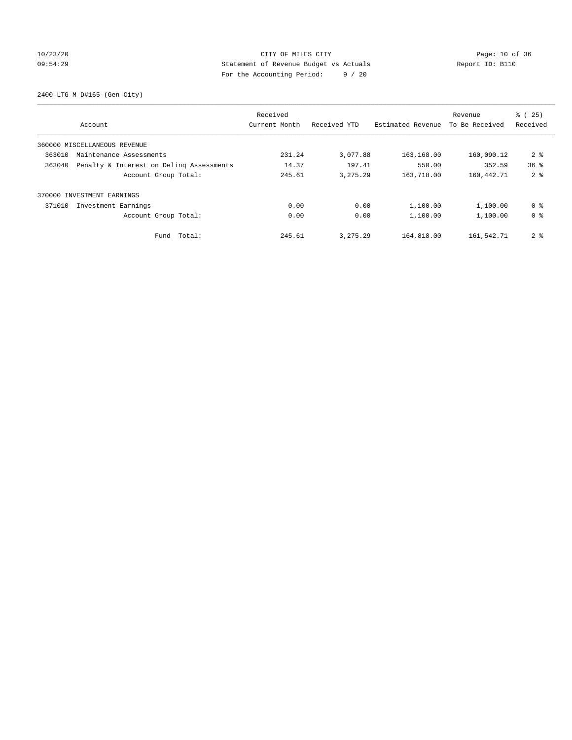CITY OF MILES CITY
Statement of Revenue Budget vs Actuals
For the Accounting Period: 9 / 20

Report ID: B110

2400 LTG M D#165-(Gen City)

| Account | Received Current Month | Received YTD | Estimated Revenue | Revenue To Be Received | % ( 25) Received |
|---|---|---|---|---|---|
| 360000 MISCELLANEOUS REVENUE | | | | | |
| 363010 Maintenance Assessments | 231.24 | 3,077.88 | 163,168.00 | 160,090.12 | 2 % |
| 363040 Penalty & Interest on Delinq Assessments | 14.37 | 197.41 | 550.00 | 352.59 | 36 % |
| Account Group Total: | 245.61 | 3,275.29 | 163,718.00 | 160,442.71 | 2 % |
| 370000 INVESTMENT EARNINGS | | | | | |
| 371010 Investment Earnings | 0.00 | 0.00 | 1,100.00 | 1,100.00 | 0 % |
| Account Group Total: | 0.00 | 0.00 | 1,100.00 | 1,100.00 | 0 % |
| Fund Total: | 245.61 | 3,275.29 | 164,818.00 | 161,542.71 | 2 % |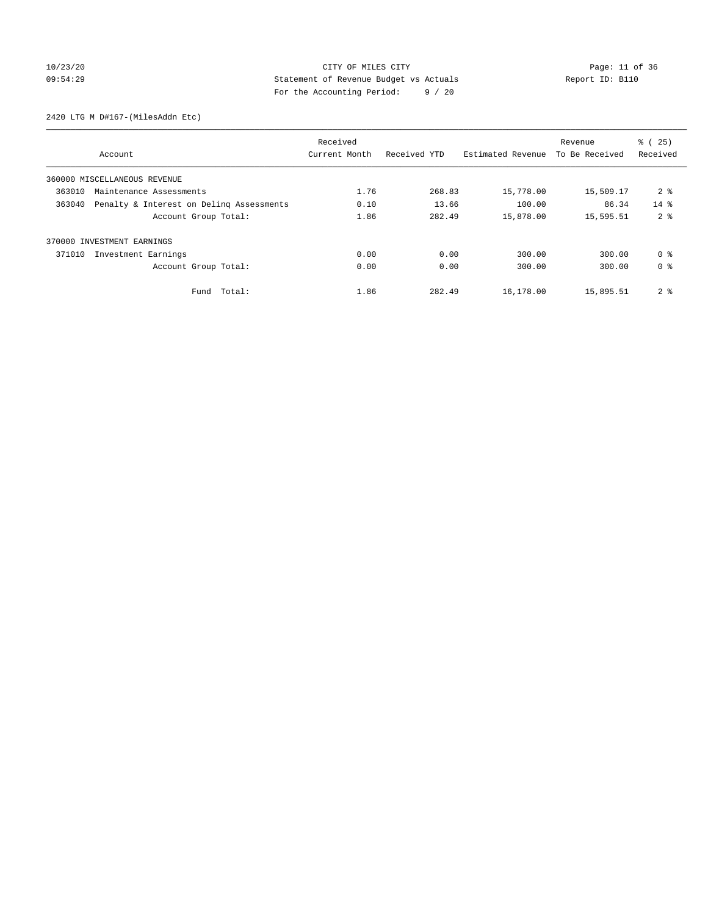CITY OF MILES CITY
Statement of Revenue Budget vs Actuals
For the Accounting Period: 9 / 20

10/23/20
09:54:29

Report ID: B110

2420 LTG M D#167-(MilesAddn Etc)

| Account | Received Current Month | Received YTD | Estimated Revenue | Revenue To Be Received | % ( 25) Received |
|---|---|---|---|---|---|
| 360000 MISCELLANEOUS REVENUE | | | | | |
| 363010 Maintenance Assessments | 1.76 | 268.83 | 15,778.00 | 15,509.17 | 2 % |
| 363040 Penalty & Interest on Delinq Assessments | 0.10 | 13.66 | 100.00 | 86.34 | 14 % |
| Account Group Total: | 1.86 | 282.49 | 15,878.00 | 15,595.51 | 2 % |
| 370000 INVESTMENT EARNINGS | | | | | |
| 371010 Investment Earnings | 0.00 | 0.00 | 300.00 | 300.00 | 0 % |
| Account Group Total: | 0.00 | 0.00 | 300.00 | 300.00 | 0 % |
| Fund Total: | 1.86 | 282.49 | 16,178.00 | 15,895.51 | 2 % |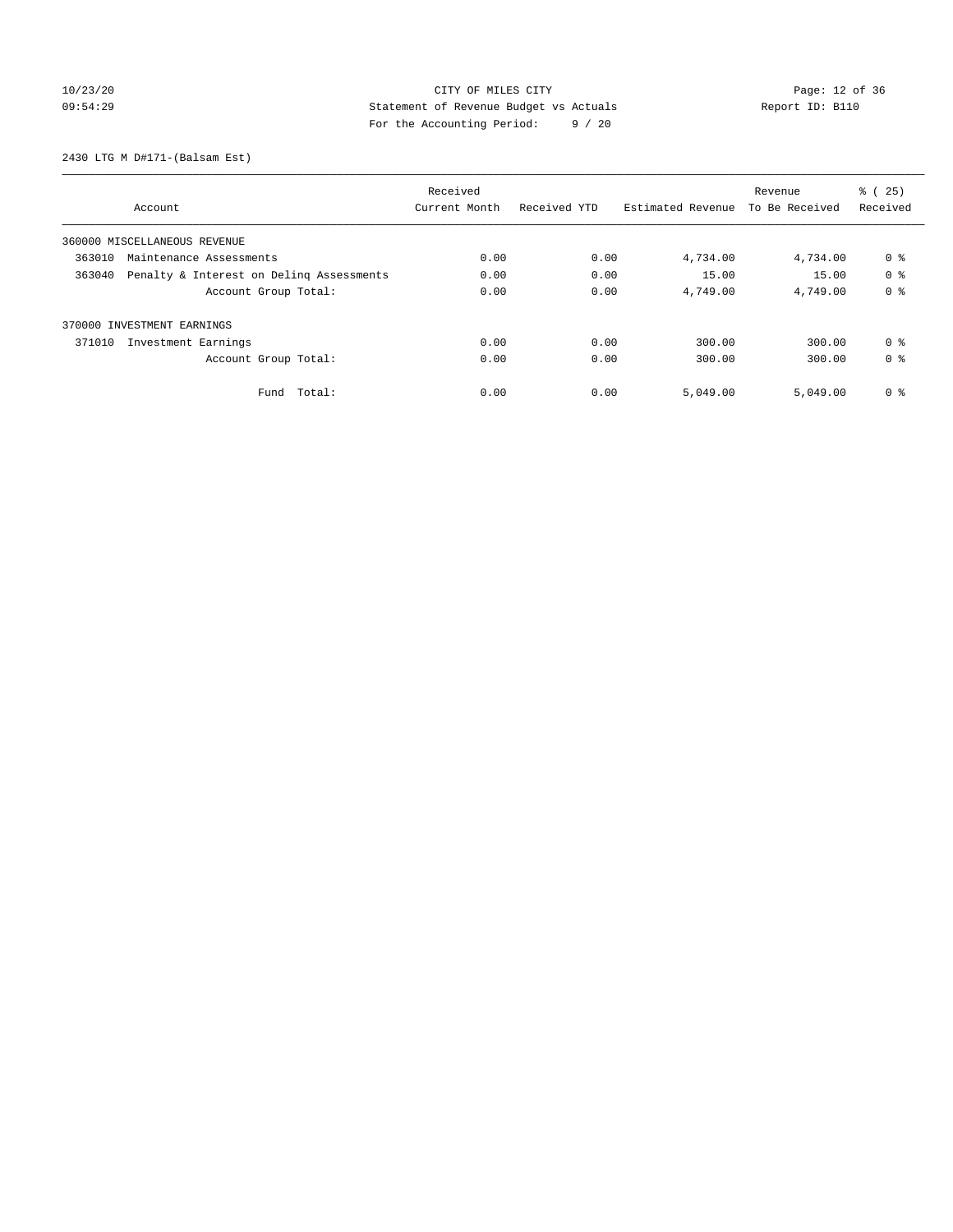CITY OF MILES CITY
Statement of Revenue Budget vs Actuals
For the Accounting Period: 9 / 20

10/23/20
09:54:29

Report ID: B110

2430 LTG M D#171-(Balsam Est)

| Account | Received Current Month | Received YTD | Estimated Revenue | Revenue To Be Received | % ( 25) Received |
|---|---|---|---|---|---|
| 360000 MISCELLANEOUS REVENUE | | | | | |
| 363010 Maintenance Assessments | 0.00 | 0.00 | 4,734.00 | 4,734.00 | 0 % |
| 363040 Penalty & Interest on Delinq Assessments | 0.00 | 0.00 | 15.00 | 15.00 | 0 % |
| Account Group Total: | 0.00 | 0.00 | 4,749.00 | 4,749.00 | 0 % |
| 370000 INVESTMENT EARNINGS | | | | | |
| 371010 Investment Earnings | 0.00 | 0.00 | 300.00 | 300.00 | 0 % |
| Account Group Total: | 0.00 | 0.00 | 300.00 | 300.00 | 0 % |
| Fund Total: | 0.00 | 0.00 | 5,049.00 | 5,049.00 | 0 % |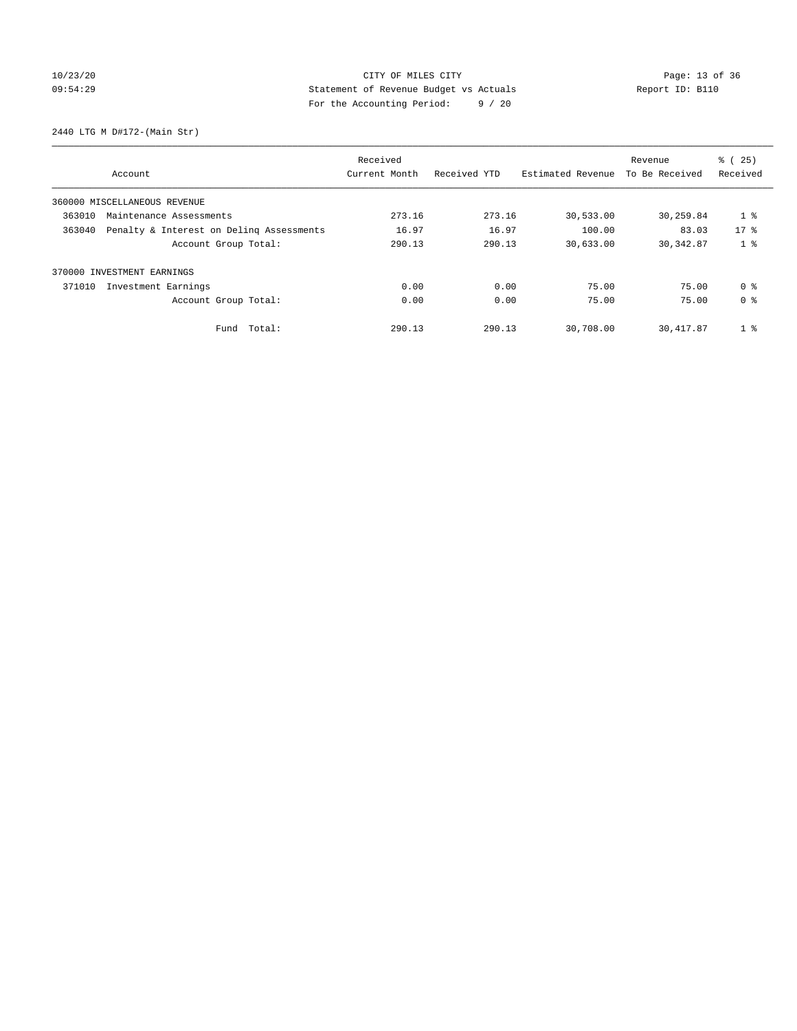CITY OF MILES CITY
Statement of Revenue Budget vs Actuals
For the Accounting Period: 9 / 20

10/23/20
09:54:29
Report ID: B110

2440 LTG M D#172-(Main Str)

| Account | Received Current Month | Received YTD | Estimated Revenue | Revenue To Be Received | % ( 25) Received |
|---|---|---|---|---|---|
| 360000 MISCELLANEOUS REVENUE | | | | | |
| 363010 Maintenance Assessments | 273.16 | 273.16 | 30,533.00 | 30,259.84 | 1 % |
| 363040 Penalty & Interest on Delinq Assessments | 16.97 | 16.97 | 100.00 | 83.03 | 17 % |
| Account Group Total: | 290.13 | 290.13 | 30,633.00 | 30,342.87 | 1 % |
| 370000 INVESTMENT EARNINGS | | | | | |
| 371010 Investment Earnings | 0.00 | 0.00 | 75.00 | 75.00 | 0 % |
| Account Group Total: | 0.00 | 0.00 | 75.00 | 75.00 | 0 % |
| Fund Total: | 290.13 | 290.13 | 30,708.00 | 30,417.87 | 1 % |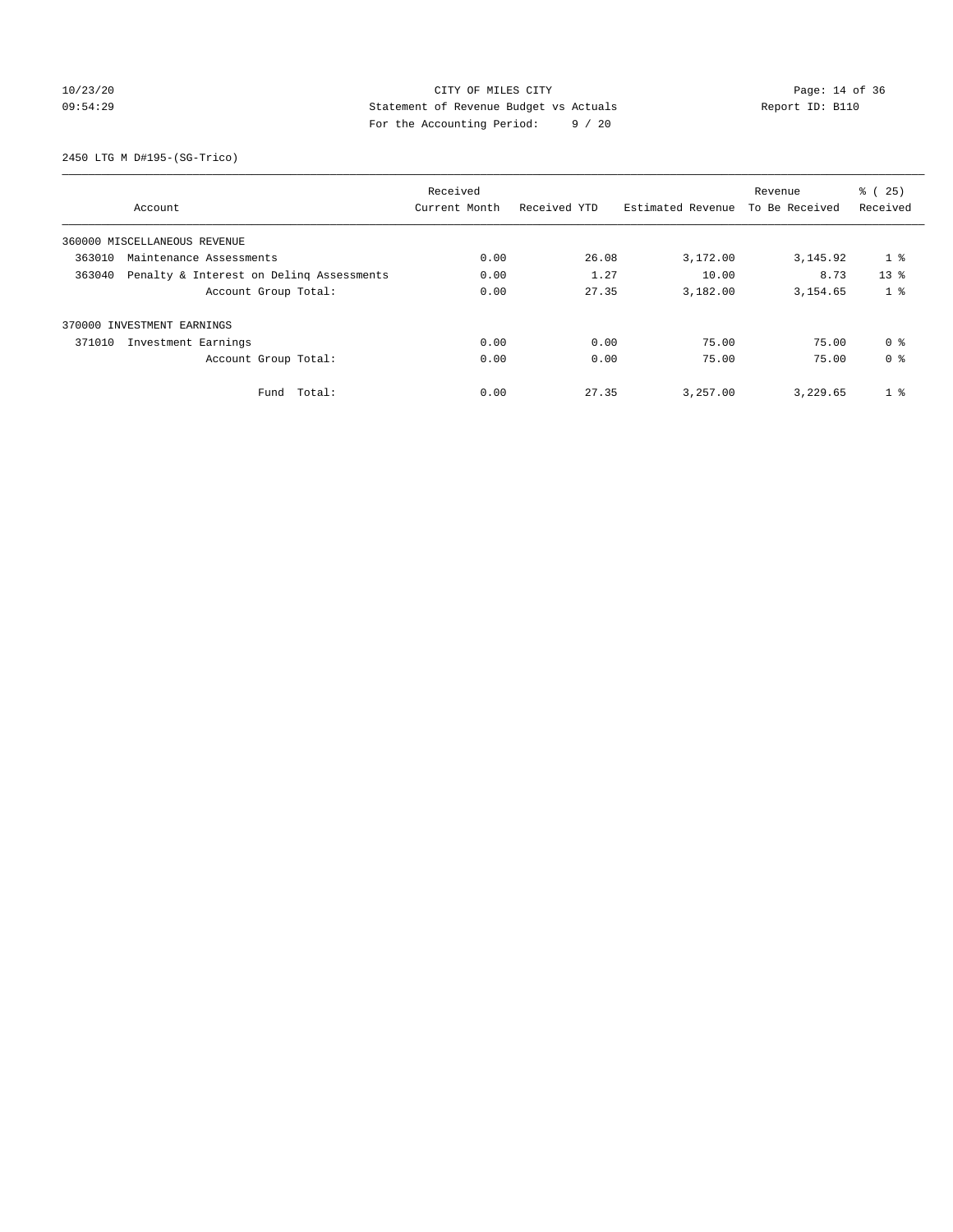CITY OF MILES CITY
Statement of Revenue Budget vs Actuals
For the Accounting Period: 9 / 20

10/23/20
09:54:29

Report ID: B110

2450 LTG M D#195-(SG-Trico)

| Account | Received Current Month | Received YTD | Estimated Revenue | Revenue To Be Received | % ( 25) Received |
|---|---|---|---|---|---|
| 360000 MISCELLANEOUS REVENUE | | | | | |
| 363010 Maintenance Assessments | 0.00 | 26.08 | 3,172.00 | 3,145.92 | 1 % |
| 363040 Penalty & Interest on Delinq Assessments | 0.00 | 1.27 | 10.00 | 8.73 | 13 % |
| Account Group Total: | 0.00 | 27.35 | 3,182.00 | 3,154.65 | 1 % |
| 370000 INVESTMENT EARNINGS | | | | | |
| 371010 Investment Earnings | 0.00 | 0.00 | 75.00 | 75.00 | 0 % |
| Account Group Total: | 0.00 | 0.00 | 75.00 | 75.00 | 0 % |
| Fund Total: | 0.00 | 27.35 | 3,257.00 | 3,229.65 | 1 % |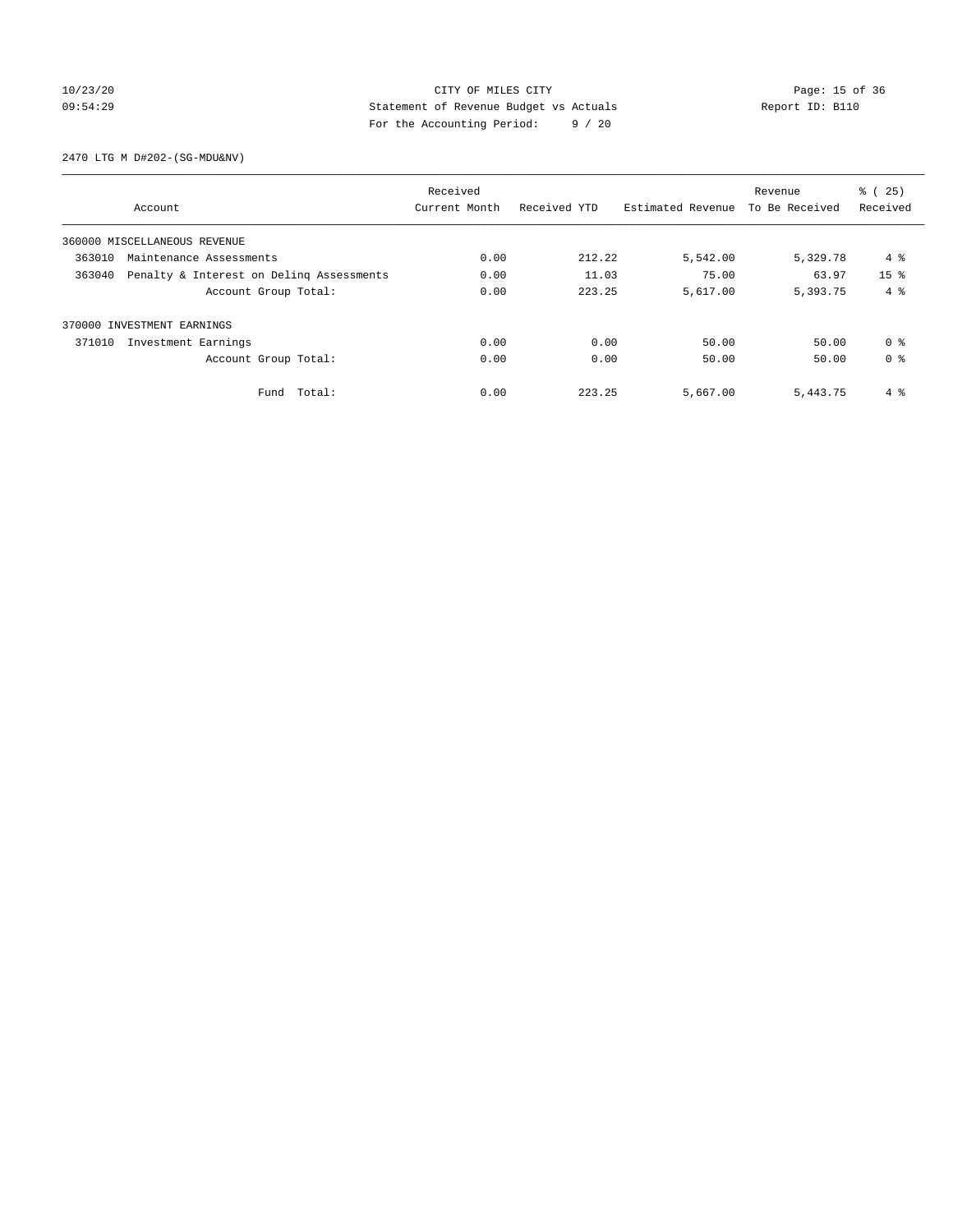CITY OF MILES CITY
Statement of Revenue Budget vs Actuals
For the Accounting Period: 9 / 20

10/23/20
09:54:29

Report ID: B110

2470 LTG M D#202-(SG-MDU&NV)

| Account | Received Current Month | Received YTD | Estimated Revenue | Revenue To Be Received | % ( 25) Received |
|---|---|---|---|---|---|
| 360000 MISCELLANEOUS REVENUE | | | | | |
| 363010 Maintenance Assessments | 0.00 | 212.22 | 5,542.00 | 5,329.78 | 4 % |
| 363040 Penalty & Interest on Delinq Assessments | 0.00 | 11.03 | 75.00 | 63.97 | 15 % |
| Account Group Total: | 0.00 | 223.25 | 5,617.00 | 5,393.75 | 4 % |
| 370000 INVESTMENT EARNINGS | | | | | |
| 371010 Investment Earnings | 0.00 | 0.00 | 50.00 | 50.00 | 0 % |
| Account Group Total: | 0.00 | 0.00 | 50.00 | 50.00 | 0 % |
| Fund Total: | 0.00 | 223.25 | 5,667.00 | 5,443.75 | 4 % |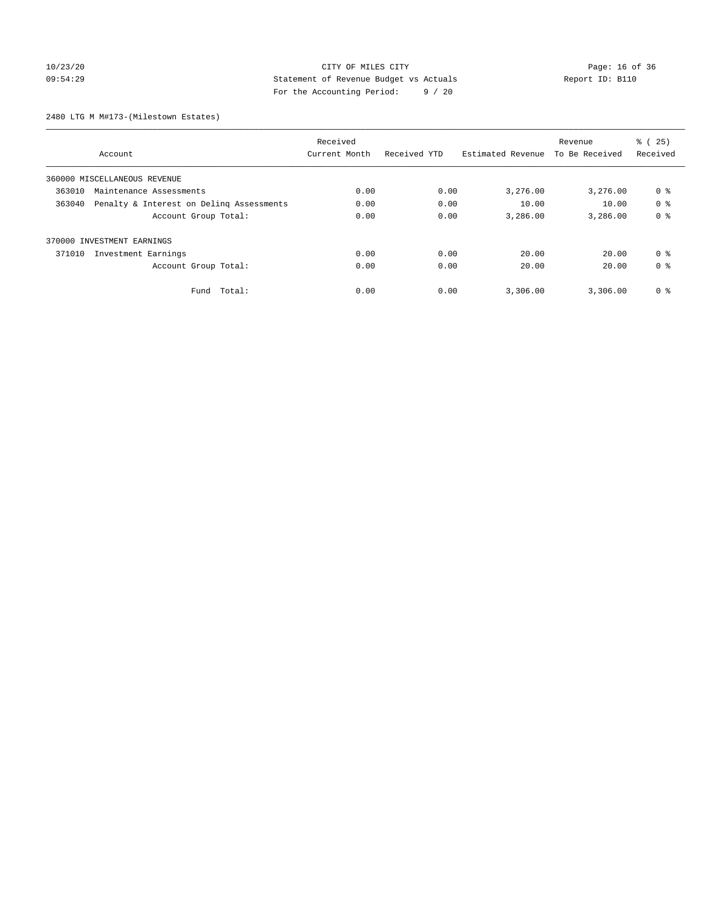CITY OF MILES CITY
Statement of Revenue Budget vs Actuals
For the Accounting Period: 9 / 20

10/23/20
09:54:29

Report ID: B110

2480 LTG M M#173-(Milestown Estates)

| Account | Received Current Month | Received YTD | Estimated Revenue | Revenue To Be Received | % ( 25) Received |
|---|---|---|---|---|---|
| 360000 MISCELLANEOUS REVENUE | | | | | |
| 363010 Maintenance Assessments | 0.00 | 0.00 | 3,276.00 | 3,276.00 | 0 % |
| 363040 Penalty & Interest on Delinq Assessments | 0.00 | 0.00 | 10.00 | 10.00 | 0 % |
| Account Group Total: | 0.00 | 0.00 | 3,286.00 | 3,286.00 | 0 % |
| 370000 INVESTMENT EARNINGS | | | | | |
| 371010 Investment Earnings | 0.00 | 0.00 | 20.00 | 20.00 | 0 % |
| Account Group Total: | 0.00 | 0.00 | 20.00 | 20.00 | 0 % |
| Fund Total: | 0.00 | 0.00 | 3,306.00 | 3,306.00 | 0 % |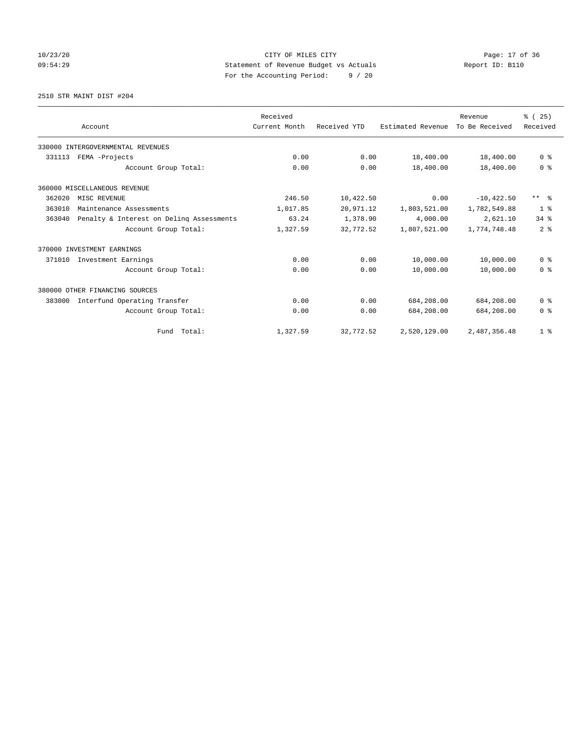CITY OF MILES CITY
Statement of Revenue Budget vs Actuals
For the Accounting Period: 9 / 20

10/23/20
09:54:29

Report ID: B110

2510 STR MAINT DIST #204

| Account | Received Current Month | Received YTD | Estimated Revenue | Revenue To Be Received | % ( 25) Received |
|---|---|---|---|---|---|
| 330000 INTERGOVERNMENTAL REVENUES | | | | | |
| 331113 FEMA -Projects | 0.00 | 0.00 | 18,400.00 | 18,400.00 | 0 % |
| Account Group Total: | 0.00 | 0.00 | 18,400.00 | 18,400.00 | 0 % |
| 360000 MISCELLANEOUS REVENUE | | | | | |
| 362020 MISC REVENUE | 246.50 | 10,422.50 | 0.00 | -10,422.50 | ** % |
| 363010 Maintenance Assessments | 1,017.85 | 20,971.12 | 1,803,521.00 | 1,782,549.88 | 1 % |
| 363040 Penalty & Interest on Delinq Assessments | 63.24 | 1,378.90 | 4,000.00 | 2,621.10 | 34 % |
| Account Group Total: | 1,327.59 | 32,772.52 | 1,807,521.00 | 1,774,748.48 | 2 % |
| 370000 INVESTMENT EARNINGS | | | | | |
| 371010 Investment Earnings | 0.00 | 0.00 | 10,000.00 | 10,000.00 | 0 % |
| Account Group Total: | 0.00 | 0.00 | 10,000.00 | 10,000.00 | 0 % |
| 380000 OTHER FINANCING SOURCES | | | | | |
| 383000 Interfund Operating Transfer | 0.00 | 0.00 | 684,208.00 | 684,208.00 | 0 % |
| Account Group Total: | 0.00 | 0.00 | 684,208.00 | 684,208.00 | 0 % |
| Fund Total: | 1,327.59 | 32,772.52 | 2,520,129.00 | 2,487,356.48 | 1 % |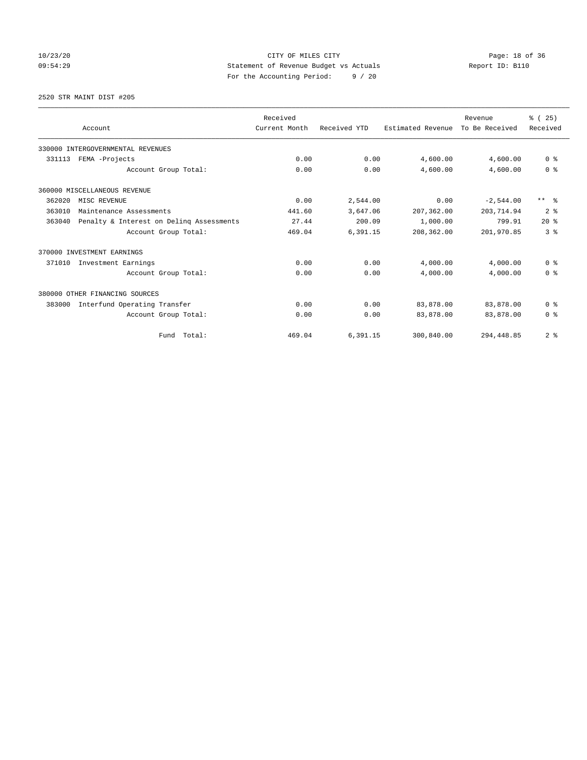CITY OF MILES CITY
Statement of Revenue Budget vs Actuals
For the Accounting Period: 9 / 20

2520 STR MAINT DIST #205

| Account | Received Current Month | Received YTD | Estimated Revenue | Revenue To Be Received | % ( 25) Received |
|---|---|---|---|---|---|
| 330000 INTERGOVERNMENTAL REVENUES | | | | | |
| 331113 FEMA -Projects | 0.00 | 0.00 | 4,600.00 | 4,600.00 | 0 % |
| Account Group Total: | 0.00 | 0.00 | 4,600.00 | 4,600.00 | 0 % |
| 360000 MISCELLANEOUS REVENUE | | | | | |
| 362020 MISC REVENUE | 0.00 | 2,544.00 | 0.00 | -2,544.00 | ** % |
| 363010 Maintenance Assessments | 441.60 | 3,647.06 | 207,362.00 | 203,714.94 | 2 % |
| 363040 Penalty & Interest on Delinq Assessments | 27.44 | 200.09 | 1,000.00 | 799.91 | 20 % |
| Account Group Total: | 469.04 | 6,391.15 | 208,362.00 | 201,970.85 | 3 % |
| 370000 INVESTMENT EARNINGS | | | | | |
| 371010 Investment Earnings | 0.00 | 0.00 | 4,000.00 | 4,000.00 | 0 % |
| Account Group Total: | 0.00 | 0.00 | 4,000.00 | 4,000.00 | 0 % |
| 380000 OTHER FINANCING SOURCES | | | | | |
| 383000 Interfund Operating Transfer | 0.00 | 0.00 | 83,878.00 | 83,878.00 | 0 % |
| Account Group Total: | 0.00 | 0.00 | 83,878.00 | 83,878.00 | 0 % |
| Fund Total: | 469.04 | 6,391.15 | 300,840.00 | 294,448.85 | 2 % |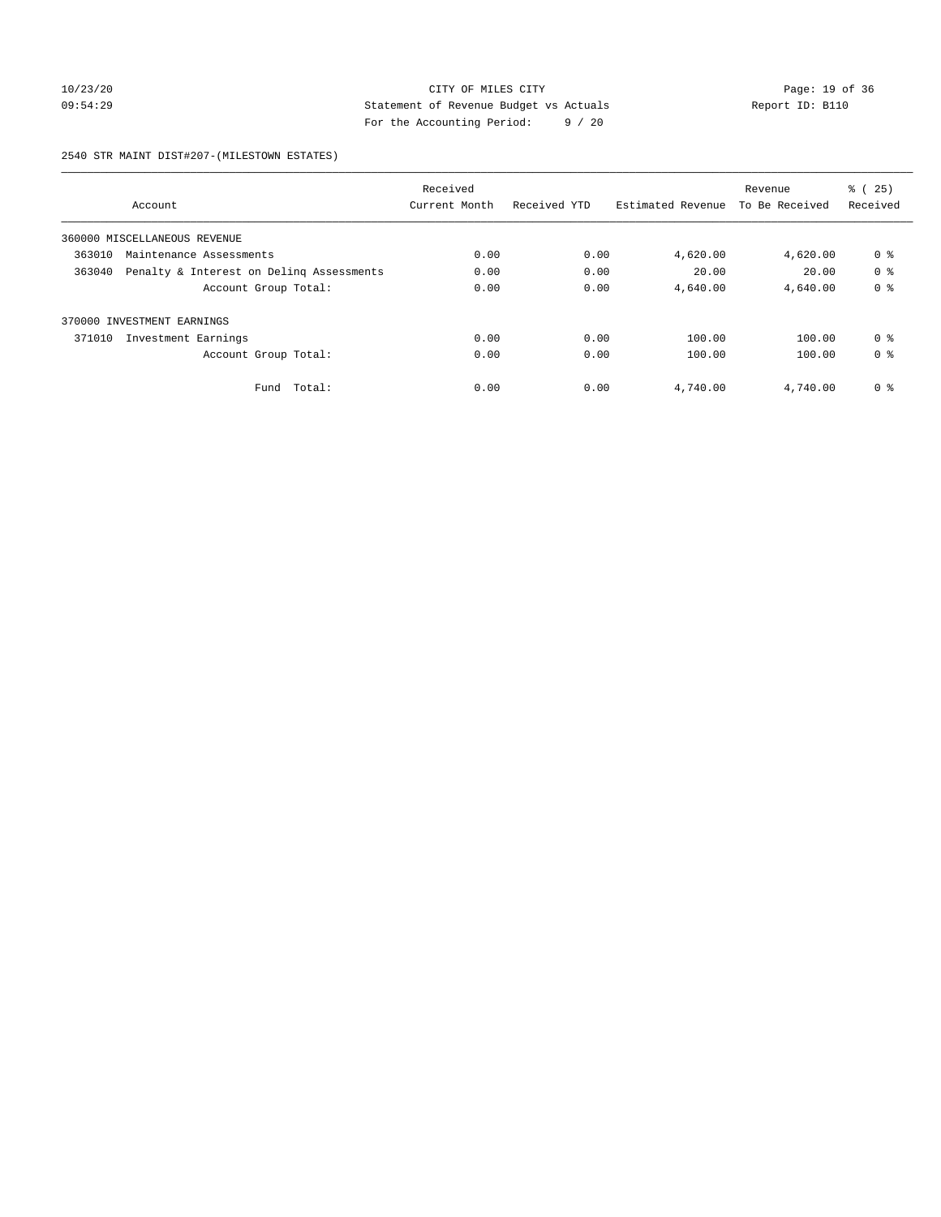CITY OF MILES CITY
Statement of Revenue Budget vs Actuals
For the Accounting Period: 9 / 20

10/23/20
09:54:29

Report ID: B110

2540 STR MAINT DIST#207-(MILESTOWN ESTATES)

| Account | Received Current Month | Received YTD | Estimated Revenue | Revenue To Be Received | % ( 25) Received |
|---|---|---|---|---|---|
| 360000 MISCELLANEOUS REVENUE | | | | | |
| 363010 Maintenance Assessments | 0.00 | 0.00 | 4,620.00 | 4,620.00 | 0 % |
| 363040 Penalty & Interest on Delinq Assessments | 0.00 | 0.00 | 20.00 | 20.00 | 0 % |
| Account Group Total: | 0.00 | 0.00 | 4,640.00 | 4,640.00 | 0 % |
| 370000 INVESTMENT EARNINGS | | | | | |
| 371010 Investment Earnings | 0.00 | 0.00 | 100.00 | 100.00 | 0 % |
| Account Group Total: | 0.00 | 0.00 | 100.00 | 100.00 | 0 % |
| Fund Total: | 0.00 | 0.00 | 4,740.00 | 4,740.00 | 0 % |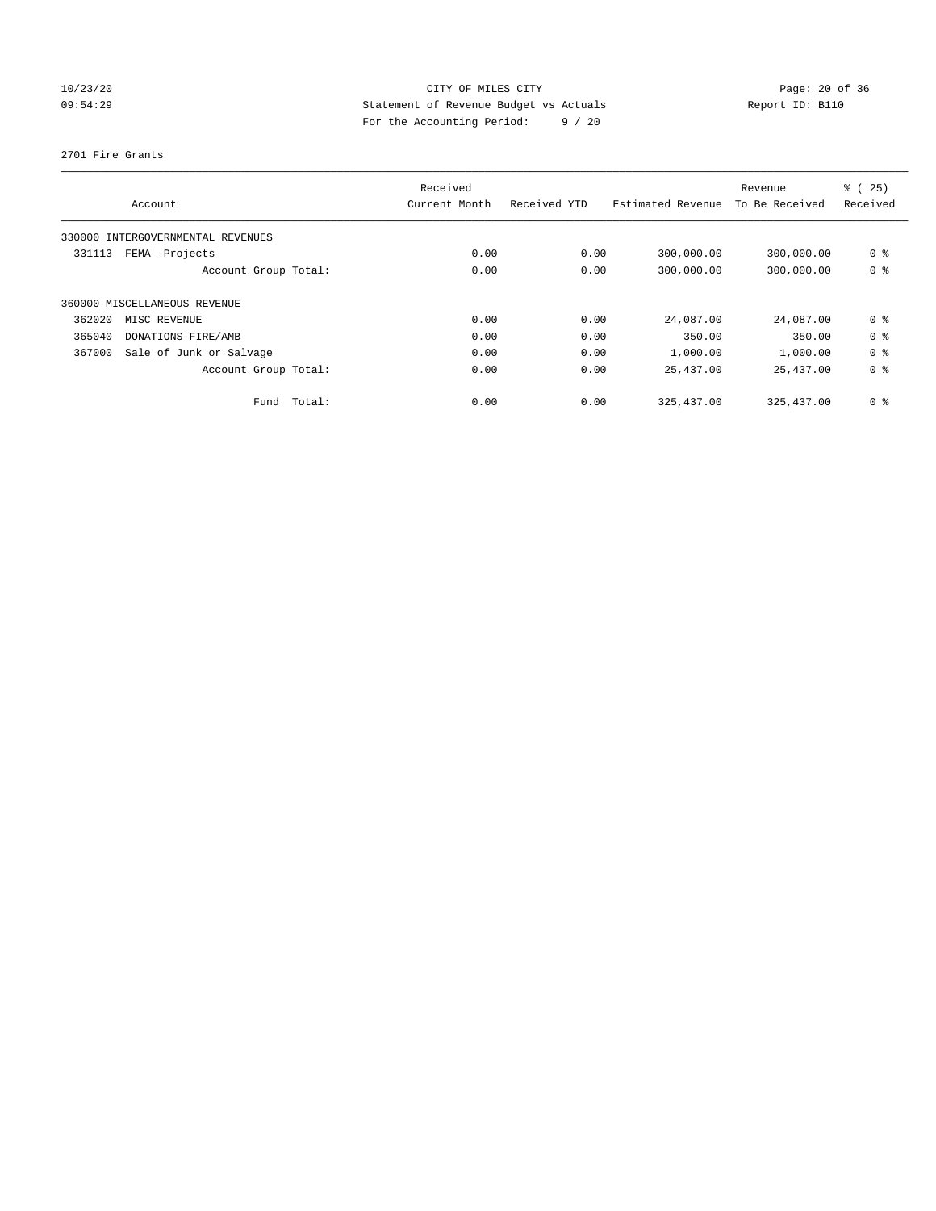CITY OF MILES CITY
Statement of Revenue Budget vs Actuals
For the Accounting Period: 9 / 20

10/23/20
09:54:29

Report ID: B110

2701 Fire Grants

| Account | Received Current Month | Received YTD | Estimated Revenue | Revenue To Be Received | % ( 25) Received |
|---|---|---|---|---|---|
| 330000 INTERGOVERNMENTAL REVENUES | | | | | |
| 331113 FEMA -Projects | 0.00 | 0.00 | 300,000.00 | 300,000.00 | 0 % |
| Account Group Total: | 0.00 | 0.00 | 300,000.00 | 300,000.00 | 0 % |
| 360000 MISCELLANEOUS REVENUE | | | | | |
| 362020 MISC REVENUE | 0.00 | 0.00 | 24,087.00 | 24,087.00 | 0 % |
| 365040 DONATIONS-FIRE/AMB | 0.00 | 0.00 | 350.00 | 350.00 | 0 % |
| 367000 Sale of Junk or Salvage | 0.00 | 0.00 | 1,000.00 | 1,000.00 | 0 % |
| Account Group Total: | 0.00 | 0.00 | 25,437.00 | 25,437.00 | 0 % |
| Fund Total: | 0.00 | 0.00 | 325,437.00 | 325,437.00 | 0 % |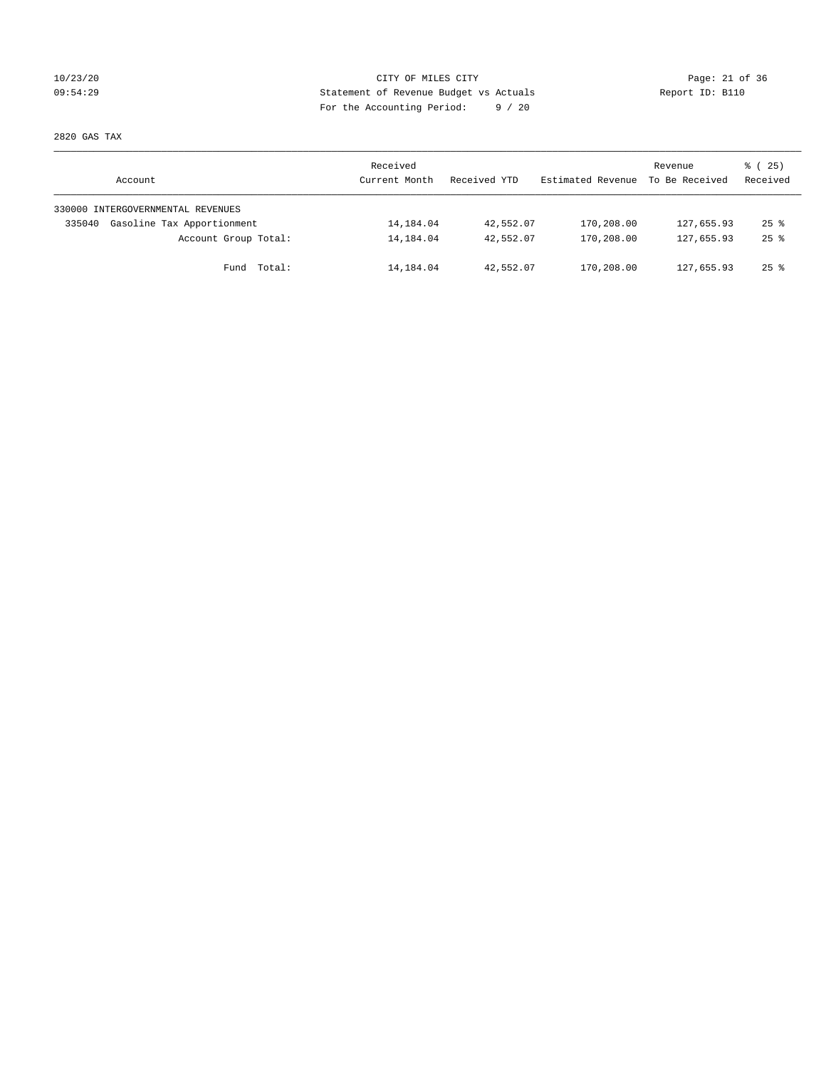CITY OF MILES CITY
Statement of Revenue Budget vs Actuals
For the Accounting Period: 9 / 20

10/23/20
09:54:29

Report ID: B110

2820 GAS TAX

| Account | Received Current Month | Received YTD | Estimated Revenue | Revenue To Be Received | % ( 25) Received |
|---|---|---|---|---|---|
| 330000 INTERGOVERNMENTAL REVENUES | | | | | |
| 335040 Gasoline Tax Apportionment | 14,184.04 | 42,552.07 | 170,208.00 | 127,655.93 | 25 % |
| Account Group Total: | 14,184.04 | 42,552.07 | 170,208.00 | 127,655.93 | 25 % |
| Fund Total: | 14,184.04 | 42,552.07 | 170,208.00 | 127,655.93 | 25 % |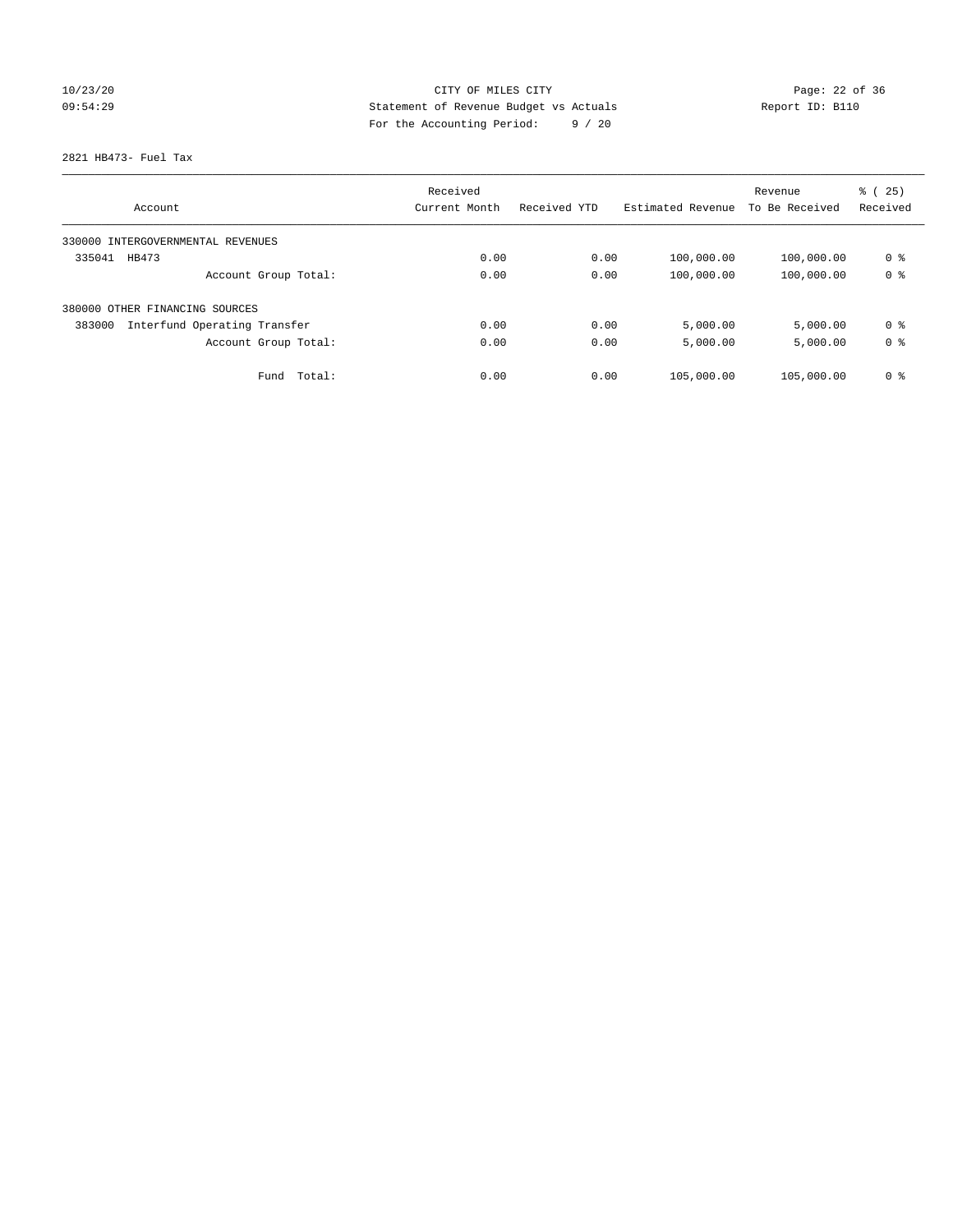CITY OF MILES CITY
Statement of Revenue Budget vs Actuals
For the Accounting Period: 9 / 20

10/23/20
09:54:29

Report ID: B110

2821 HB473- Fuel Tax

| Account | Received Current Month | Received YTD | Estimated Revenue | Revenue To Be Received | % ( 25) Received |
|---|---|---|---|---|---|
| 330000 INTERGOVERNMENTAL REVENUES | | | | | |
| 335041 HB473 | 0.00 | 0.00 | 100,000.00 | 100,000.00 | 0 % |
| Account Group Total: | 0.00 | 0.00 | 100,000.00 | 100,000.00 | 0 % |
| 380000 OTHER FINANCING SOURCES | | | | | |
| 383000 Interfund Operating Transfer | 0.00 | 0.00 | 5,000.00 | 5,000.00 | 0 % |
| Account Group Total: | 0.00 | 0.00 | 5,000.00 | 5,000.00 | 0 % |
| Fund Total: | 0.00 | 0.00 | 105,000.00 | 105,000.00 | 0 % |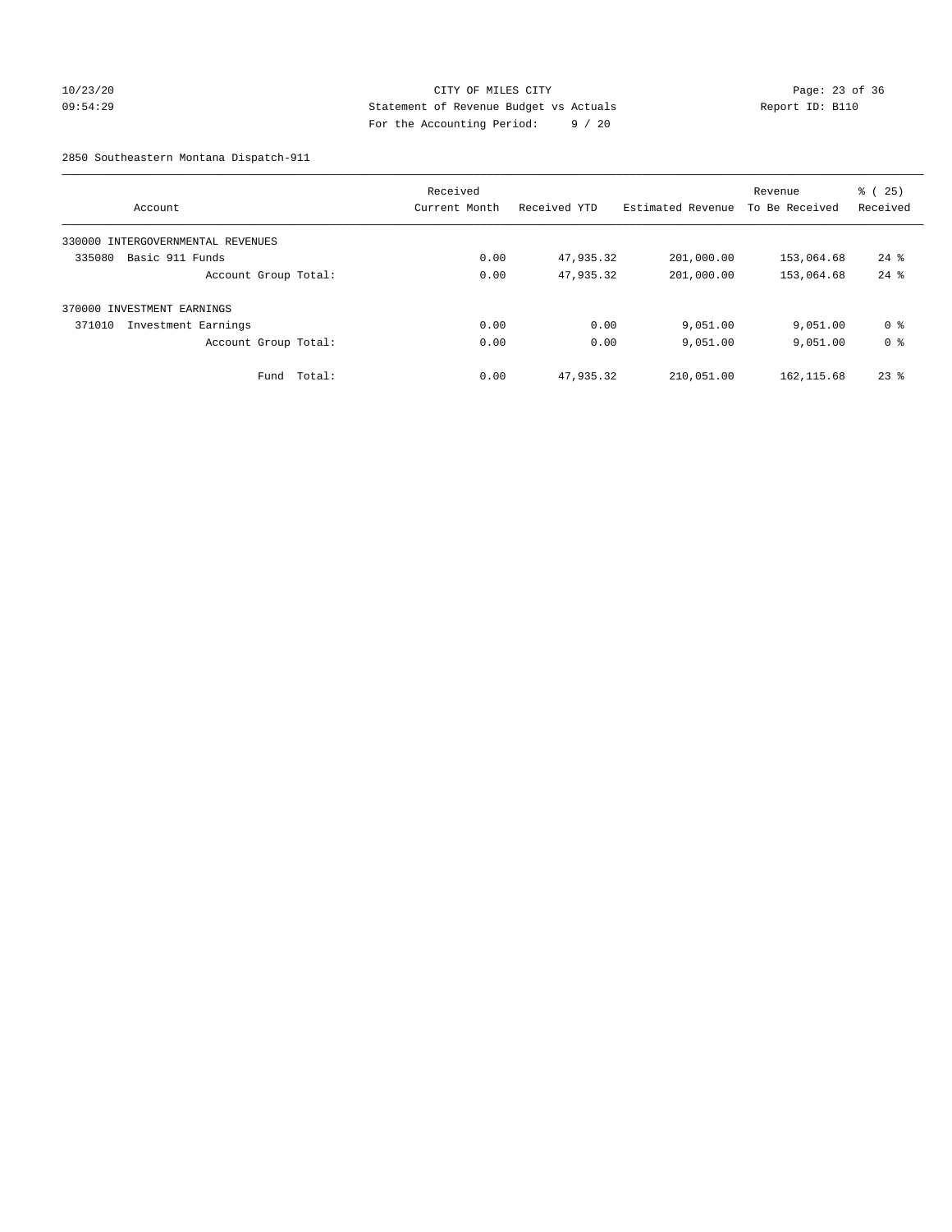CITY OF MILES CITY
Statement of Revenue Budget vs Actuals
For the Accounting Period: 9 / 20

10/23/20
09:54:29

Report ID: B110

2850 Southeastern Montana Dispatch-911

| Account | Received Current Month | Received YTD | Estimated Revenue | Revenue To Be Received | % ( 25) Received |
|---|---|---|---|---|---|
| 330000 INTERGOVERNMENTAL REVENUES | | | | | |
| 335080 Basic 911 Funds | 0.00 | 47,935.32 | 201,000.00 | 153,064.68 | 24 % |
| Account Group Total: | 0.00 | 47,935.32 | 201,000.00 | 153,064.68 | 24 % |
| 370000 INVESTMENT EARNINGS | | | | | |
| 371010 Investment Earnings | 0.00 | 0.00 | 9,051.00 | 9,051.00 | 0 % |
| Account Group Total: | 0.00 | 0.00 | 9,051.00 | 9,051.00 | 0 % |
| Fund Total: | 0.00 | 47,935.32 | 210,051.00 | 162,115.68 | 23 % |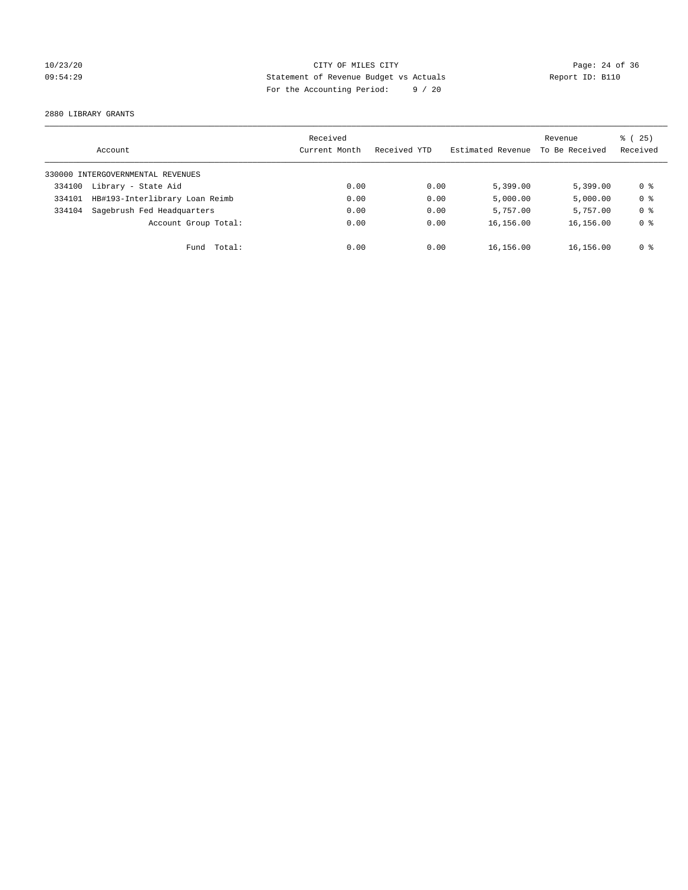CITY OF MILES CITY
Statement of Revenue Budget vs Actuals
For the Accounting Period: 9 / 20

10/23/20
09:54:29

Report ID: B110

2880 LIBRARY GRANTS

| Account | Received Current Month | Received YTD | Estimated Revenue | Revenue To Be Received | % ( 25) Received |
|---|---|---|---|---|---|
| 330000 INTERGOVERNMENTAL REVENUES | | | | | |
| 334100 Library - State Aid | 0.00 | 0.00 | 5,399.00 | 5,399.00 | 0 % |
| 334101 HB#193-Interlibrary Loan Reimb | 0.00 | 0.00 | 5,000.00 | 5,000.00 | 0 % |
| 334104 Sagebrush Fed Headquarters | 0.00 | 0.00 | 5,757.00 | 5,757.00 | 0 % |
| Account Group Total: | 0.00 | 0.00 | 16,156.00 | 16,156.00 | 0 % |
| Fund Total: | 0.00 | 0.00 | 16,156.00 | 16,156.00 | 0 % |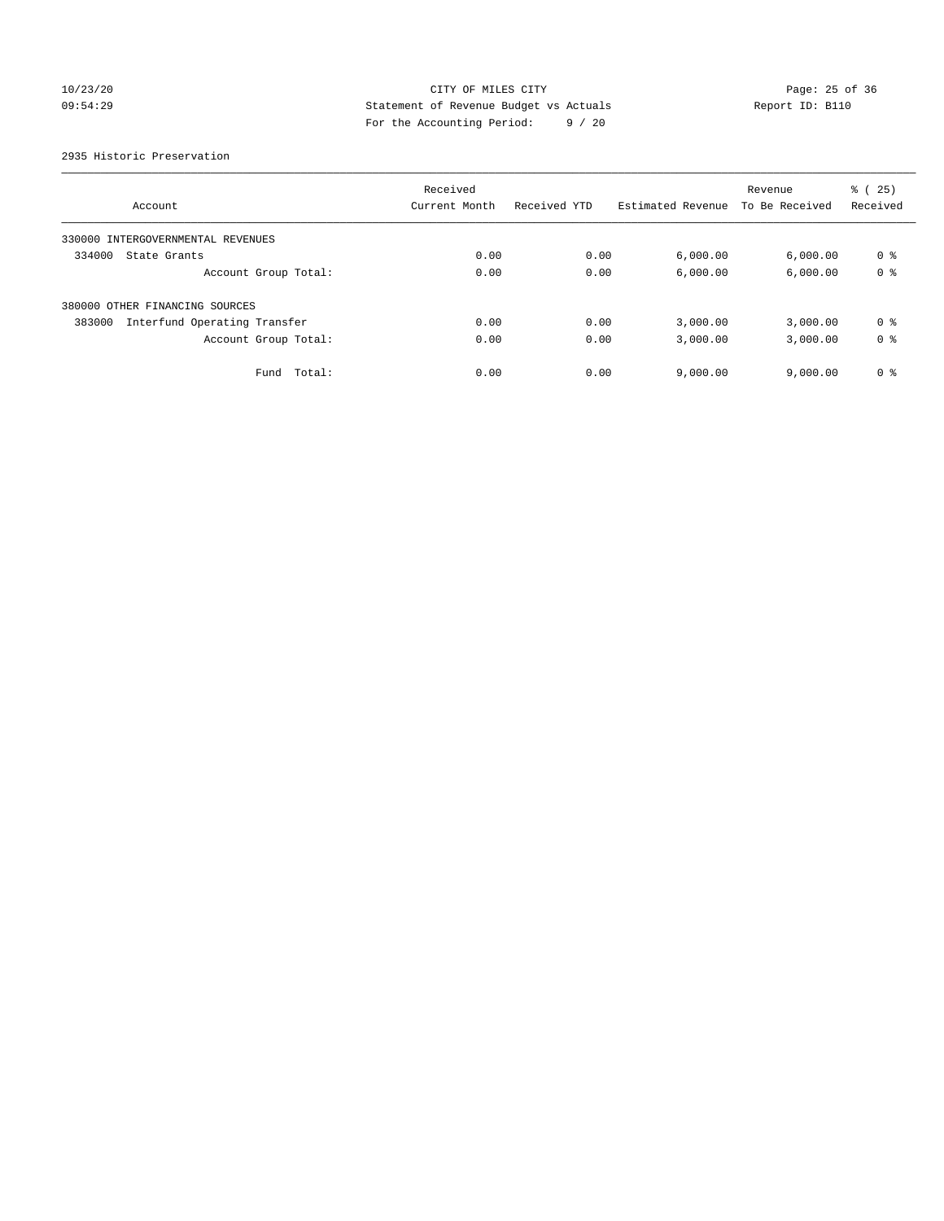CITY OF MILES CITY
Statement of Revenue Budget vs Actuals
For the Accounting Period: 9 / 20

10/23/20 09:54:29 — Report ID: B110

2935 Historic Preservation

| Account | Received Current Month | Received YTD | Estimated Revenue | Revenue To Be Received | % ( 25) Received |
|---|---|---|---|---|---|
| 330000 INTERGOVERNMENTAL REVENUES | | | | | |
| 334000 State Grants | 0.00 | 0.00 | 6,000.00 | 6,000.00 | 0 % |
| Account Group Total: | 0.00 | 0.00 | 6,000.00 | 6,000.00 | 0 % |
| 380000 OTHER FINANCING SOURCES | | | | | |
| 383000 Interfund Operating Transfer | 0.00 | 0.00 | 3,000.00 | 3,000.00 | 0 % |
| Account Group Total: | 0.00 | 0.00 | 3,000.00 | 3,000.00 | 0 % |
| Fund Total: | 0.00 | 0.00 | 9,000.00 | 9,000.00 | 0 % |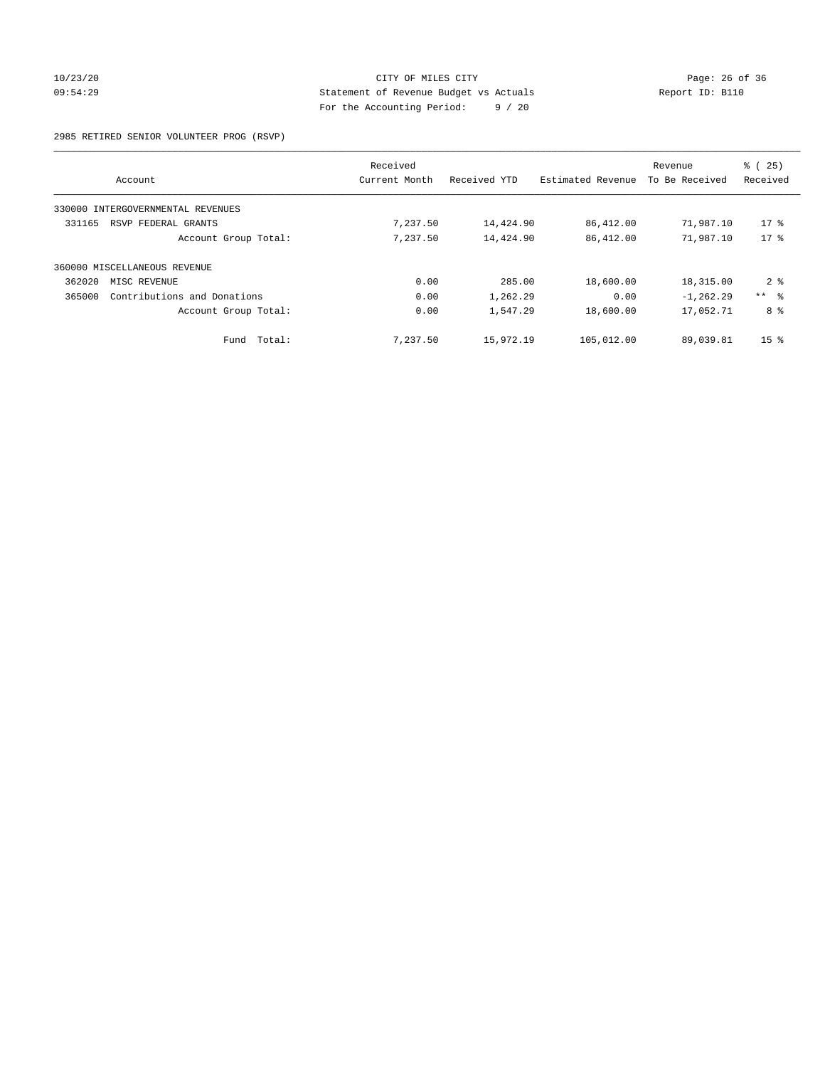CITY OF MILES CITY
Statement of Revenue Budget vs Actuals
For the Accounting Period: 9 / 20

10/23/20
09:54:29

Report ID: B110

## 2985 RETIRED SENIOR VOLUNTEER PROG (RSVP)

| Account | Received Current Month | Received YTD | Estimated Revenue | Revenue To Be Received | % ( 25) Received |
|---|---|---|---|---|---|
| 330000 INTERGOVERNMENTAL REVENUES | | | | | |
| 331165 RSVP FEDERAL GRANTS | 7,237.50 | 14,424.90 | 86,412.00 | 71,987.10 | 17 % |
| Account Group Total: | 7,237.50 | 14,424.90 | 86,412.00 | 71,987.10 | 17 % |
| 360000 MISCELLANEOUS REVENUE | | | | | |
| 362020 MISC REVENUE | 0.00 | 285.00 | 18,600.00 | 18,315.00 | 2 % |
| 365000 Contributions and Donations | 0.00 | 1,262.29 | 0.00 | -1,262.29 | ** % |
| Account Group Total: | 0.00 | 1,547.29 | 18,600.00 | 17,052.71 | 8 % |
| Fund Total: | 7,237.50 | 15,972.19 | 105,012.00 | 89,039.81 | 15 % |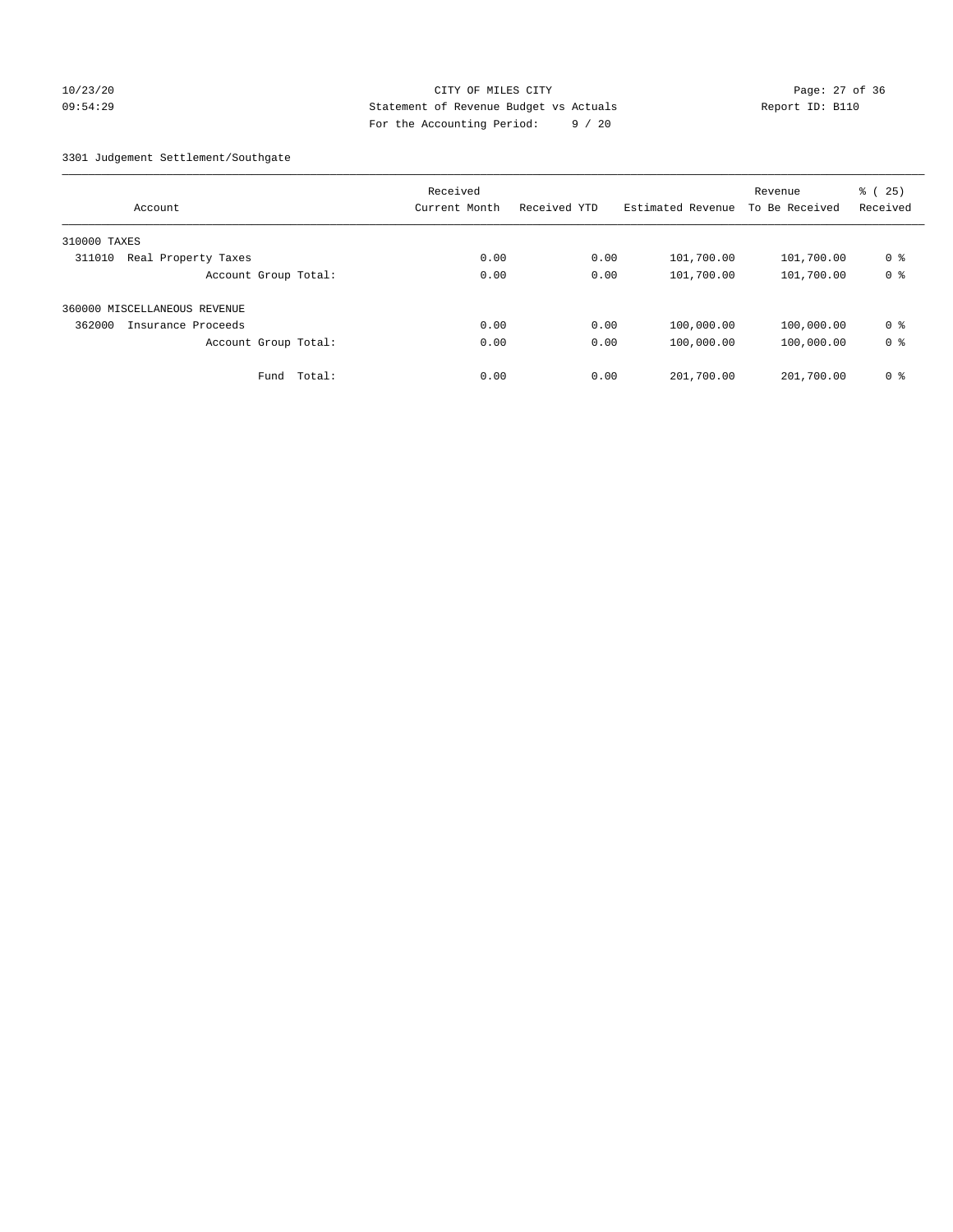CITY OF MILES CITY
Statement of Revenue Budget vs Actuals
For the Accounting Period: 9 / 20

10/23/20
09:54:29

Report ID: B110

3301 Judgement Settlement/Southgate

| Account | Received Current Month | Received YTD | Estimated Revenue | Revenue To Be Received | % ( 25) Received |
|---|---|---|---|---|---|
| 310000 TAXES | | | | | |
| 311010 Real Property Taxes | 0.00 | 0.00 | 101,700.00 | 101,700.00 | 0 % |
| Account Group Total: | 0.00 | 0.00 | 101,700.00 | 101,700.00 | 0 % |
| 360000 MISCELLANEOUS REVENUE | | | | | |
| 362000 Insurance Proceeds | 0.00 | 0.00 | 100,000.00 | 100,000.00 | 0 % |
| Account Group Total: | 0.00 | 0.00 | 100,000.00 | 100,000.00 | 0 % |
| Fund Total: | 0.00 | 0.00 | 201,700.00 | 201,700.00 | 0 % |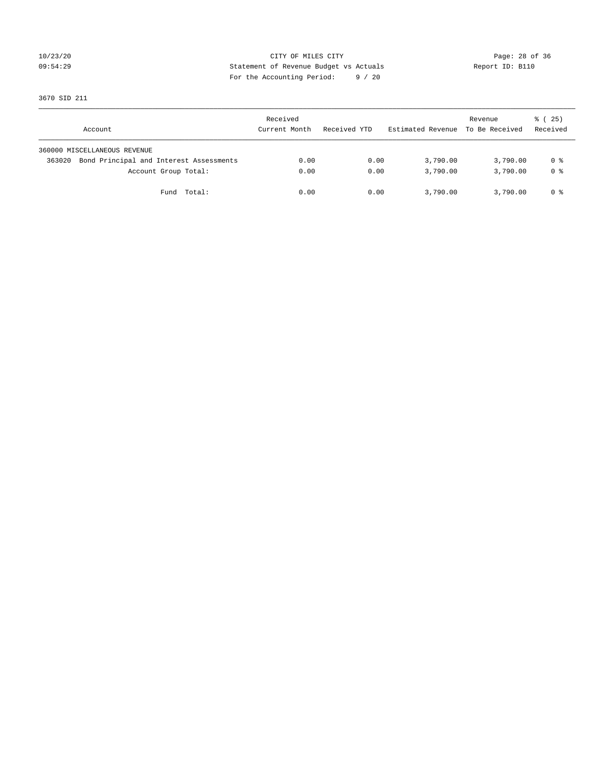CITY OF MILES CITY
Statement of Revenue Budget vs Actuals
For the Accounting Period: 9 / 20

10/23/20
09:54:29

Report ID: B110

3670 SID 211

| Account | Received Current Month | Received YTD | Estimated Revenue | Revenue To Be Received | % ( 25) Received |
|---|---|---|---|---|---|
| 360000 MISCELLANEOUS REVENUE | | | | | |
| 363020 Bond Principal and Interest Assessments | 0.00 | 0.00 | 3,790.00 | 3,790.00 | 0 % |
| Account Group Total: | 0.00 | 0.00 | 3,790.00 | 3,790.00 | 0 % |
| Fund Total: | 0.00 | 0.00 | 3,790.00 | 3,790.00 | 0 % |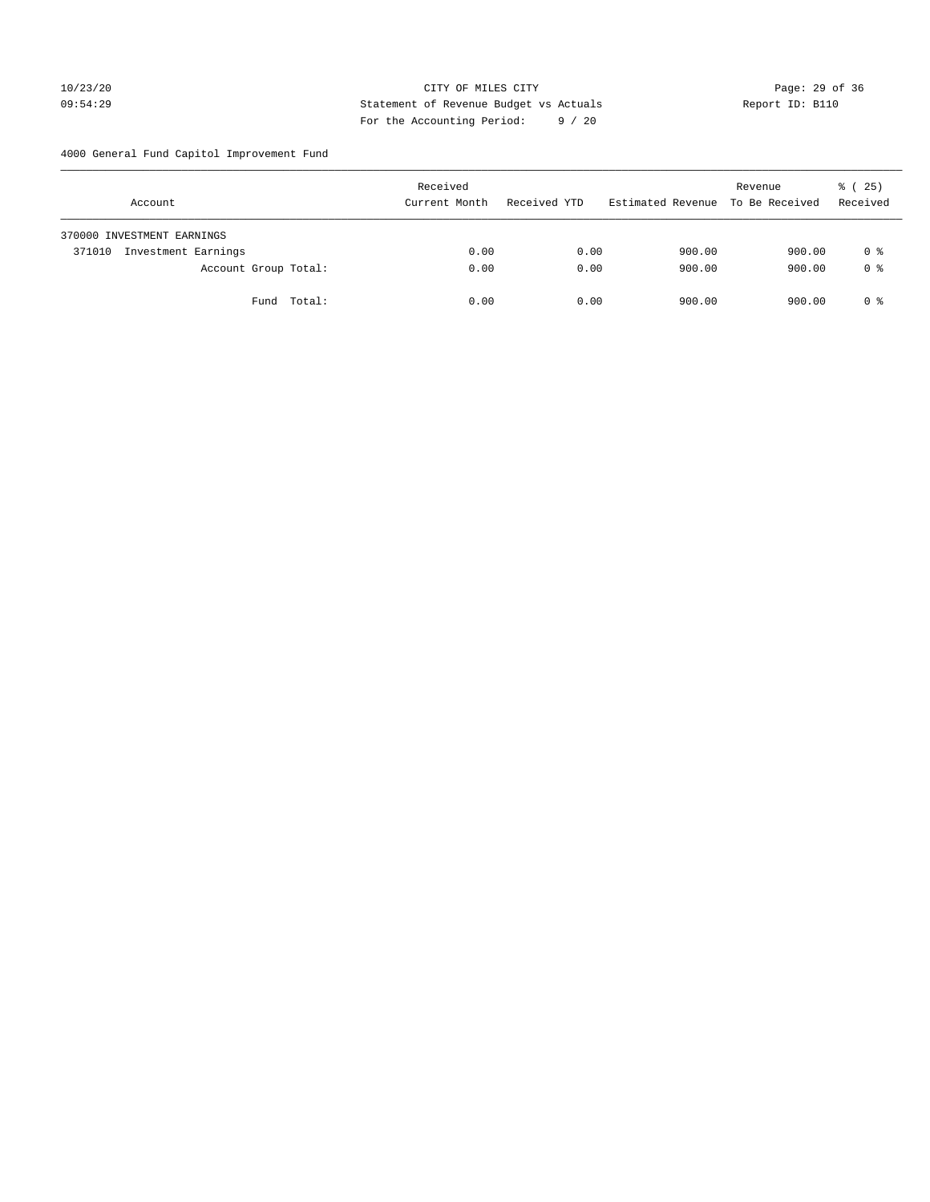CITY OF MILES CITY

Statement of Revenue Budget vs Actuals

For the Accounting Period: 9 / 20

4000 General Fund Capitol Improvement Fund

| Account | Received Current Month | Received YTD | Estimated Revenue | Revenue To Be Received | % ( 25) Received |
|---|---|---|---|---|---|
| 370000 INVESTMENT EARNINGS | | | | | |
| 371010 Investment Earnings | 0.00 | 0.00 | 900.00 | 900.00 | 0 % |
| Account Group Total: | 0.00 | 0.00 | 900.00 | 900.00 | 0 % |
| Fund Total: | 0.00 | 0.00 | 900.00 | 900.00 | 0 % |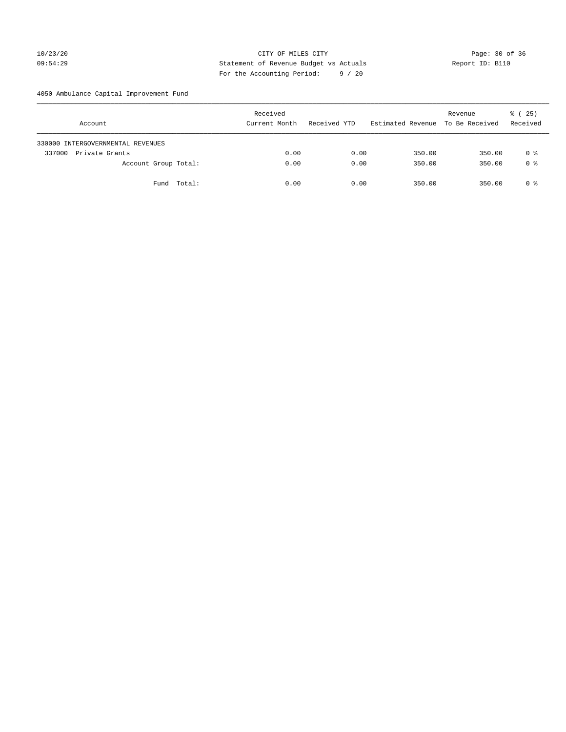CITY OF MILES CITY
Statement of Revenue Budget vs Actuals
For the Accounting Period: 9 / 20

10/23/20
09:54:29

Report ID: B110

4050 Ambulance Capital Improvement Fund

| Account | Received Current Month | Received YTD | Estimated Revenue | Revenue To Be Received | % ( 25) Received |
|---|---|---|---|---|---|
| 330000 INTERGOVERNMENTAL REVENUES | | | | | |
| 337000 Private Grants | 0.00 | 0.00 | 350.00 | 350.00 | 0 % |
| Account Group Total: | 0.00 | 0.00 | 350.00 | 350.00 | 0 % |
| Fund Total: | 0.00 | 0.00 | 350.00 | 350.00 | 0 % |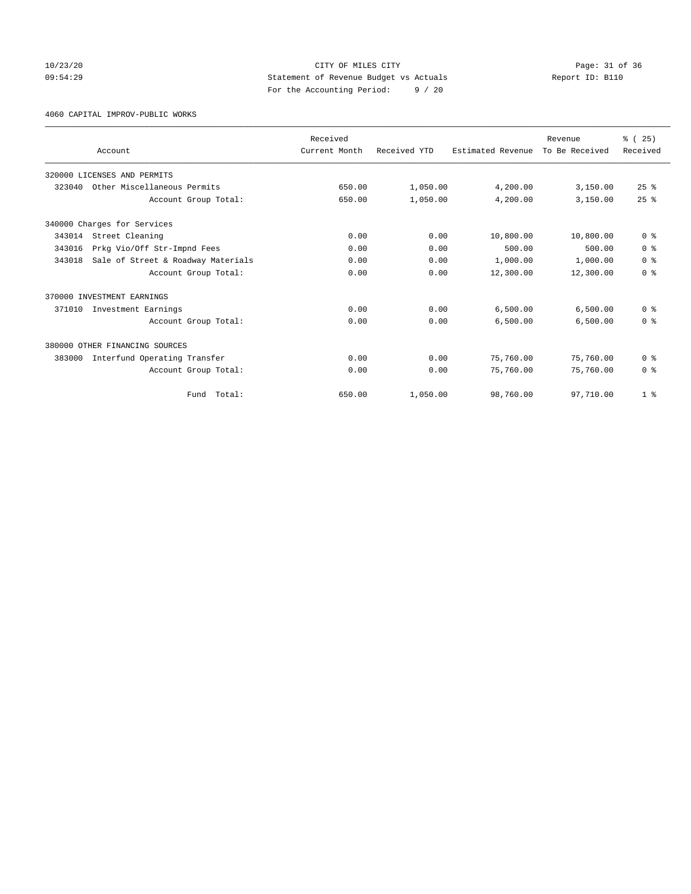CITY OF MILES CITY
Statement of Revenue Budget vs Actuals
For the Accounting Period: 9 / 20

10/23/20
09:54:29

Report ID: B110

4060 CAPITAL IMPROV-PUBLIC WORKS

| Account | Received Current Month | Received YTD | Estimated Revenue | Revenue To Be Received | % ( 25) Received |
|---|---|---|---|---|---|
| 320000 LICENSES AND PERMITS | | | | | |
| 323040 Other Miscellaneous Permits | 650.00 | 1,050.00 | 4,200.00 | 3,150.00 | 25 % |
| Account Group Total: | 650.00 | 1,050.00 | 4,200.00 | 3,150.00 | 25 % |
| 340000 Charges for Services | | | | | |
| 343014 Street Cleaning | 0.00 | 0.00 | 10,800.00 | 10,800.00 | 0 % |
| 343016 Prkg Vio/Off Str-Impnd Fees | 0.00 | 0.00 | 500.00 | 500.00 | 0 % |
| 343018 Sale of Street & Roadway Materials | 0.00 | 0.00 | 1,000.00 | 1,000.00 | 0 % |
| Account Group Total: | 0.00 | 0.00 | 12,300.00 | 12,300.00 | 0 % |
| 370000 INVESTMENT EARNINGS | | | | | |
| 371010 Investment Earnings | 0.00 | 0.00 | 6,500.00 | 6,500.00 | 0 % |
| Account Group Total: | 0.00 | 0.00 | 6,500.00 | 6,500.00 | 0 % |
| 380000 OTHER FINANCING SOURCES | | | | | |
| 383000 Interfund Operating Transfer | 0.00 | 0.00 | 75,760.00 | 75,760.00 | 0 % |
| Account Group Total: | 0.00 | 0.00 | 75,760.00 | 75,760.00 | 0 % |
| Fund Total: | 650.00 | 1,050.00 | 98,760.00 | 97,710.00 | 1 % |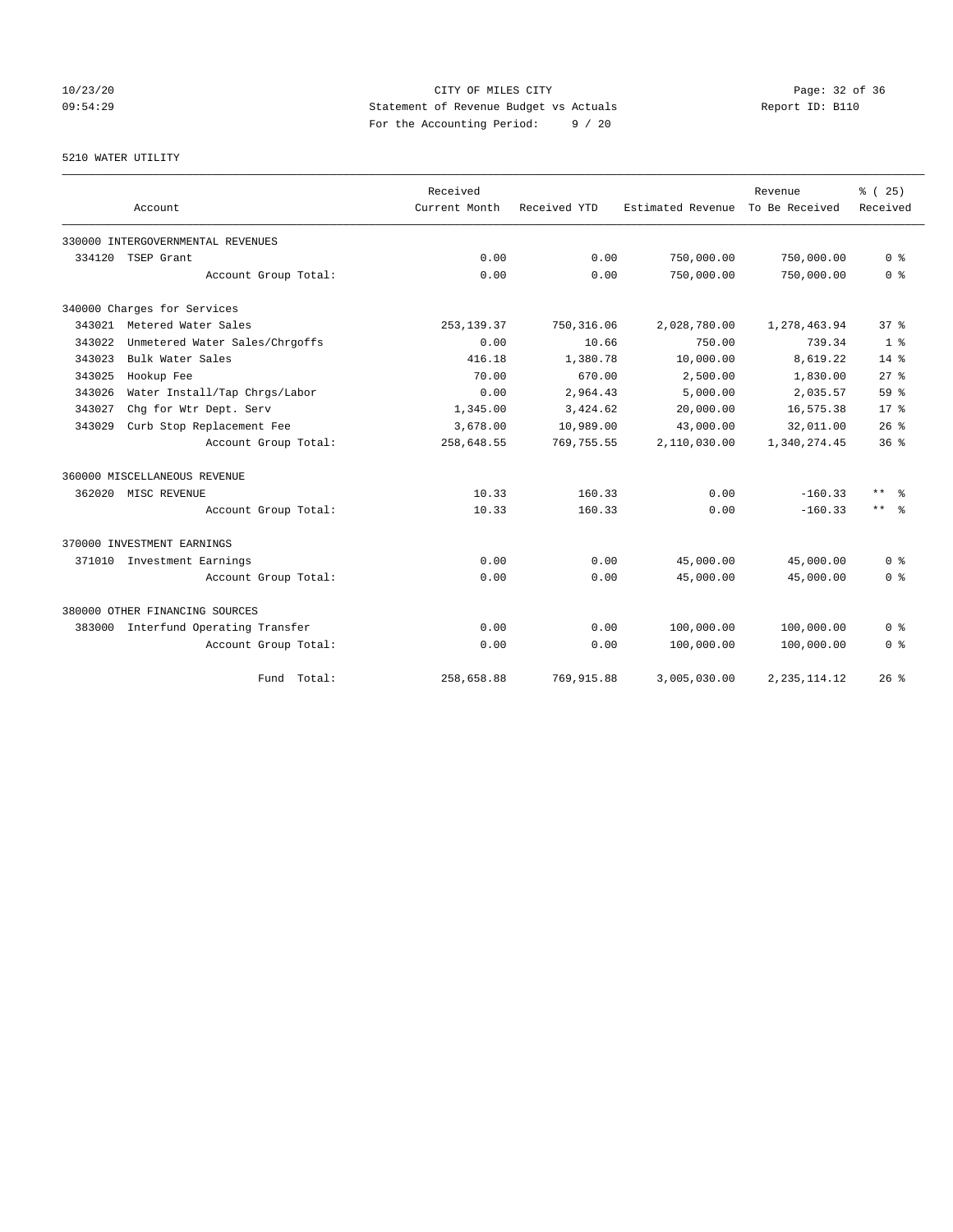CITY OF MILES CITY
Statement of Revenue Budget vs Actuals
For the Accounting Period: 9 / 20

10/23/20
09:54:29

Report ID: B110

5210 WATER UTILITY

| Account | Received Current Month | Received YTD | Estimated Revenue | Revenue To Be Received | % ( 25) Received |
|---|---|---|---|---|---|
| 330000 INTERGOVERNMENTAL REVENUES | | | | | |
| 334120 TSEP Grant | 0.00 | 0.00 | 750,000.00 | 750,000.00 | 0 % |
| Account Group Total: | 0.00 | 0.00 | 750,000.00 | 750,000.00 | 0 % |
| 340000 Charges for Services | | | | | |
| 343021 Metered Water Sales | 253,139.37 | 750,316.06 | 2,028,780.00 | 1,278,463.94 | 37 % |
| 343022 Unmetered Water Sales/Chrgoffs | 0.00 | 10.66 | 750.00 | 739.34 | 1 % |
| 343023 Bulk Water Sales | 416.18 | 1,380.78 | 10,000.00 | 8,619.22 | 14 % |
| 343025 Hookup Fee | 70.00 | 670.00 | 2,500.00 | 1,830.00 | 27 % |
| 343026 Water Install/Tap Chrgs/Labor | 0.00 | 2,964.43 | 5,000.00 | 2,035.57 | 59 % |
| 343027 Chg for Wtr Dept. Serv | 1,345.00 | 3,424.62 | 20,000.00 | 16,575.38 | 17 % |
| 343029 Curb Stop Replacement Fee | 3,678.00 | 10,989.00 | 43,000.00 | 32,011.00 | 26 % |
| Account Group Total: | 258,648.55 | 769,755.55 | 2,110,030.00 | 1,340,274.45 | 36 % |
| 360000 MISCELLANEOUS REVENUE | | | | | |
| 362020 MISC REVENUE | 10.33 | 160.33 | 0.00 | -160.33 | ** % |
| Account Group Total: | 10.33 | 160.33 | 0.00 | -160.33 | ** % |
| 370000 INVESTMENT EARNINGS | | | | | |
| 371010 Investment Earnings | 0.00 | 0.00 | 45,000.00 | 45,000.00 | 0 % |
| Account Group Total: | 0.00 | 0.00 | 45,000.00 | 45,000.00 | 0 % |
| 380000 OTHER FINANCING SOURCES | | | | | |
| 383000 Interfund Operating Transfer | 0.00 | 0.00 | 100,000.00 | 100,000.00 | 0 % |
| Account Group Total: | 0.00 | 0.00 | 100,000.00 | 100,000.00 | 0 % |
| Fund Total: | 258,658.88 | 769,915.88 | 3,005,030.00 | 2,235,114.12 | 26 % |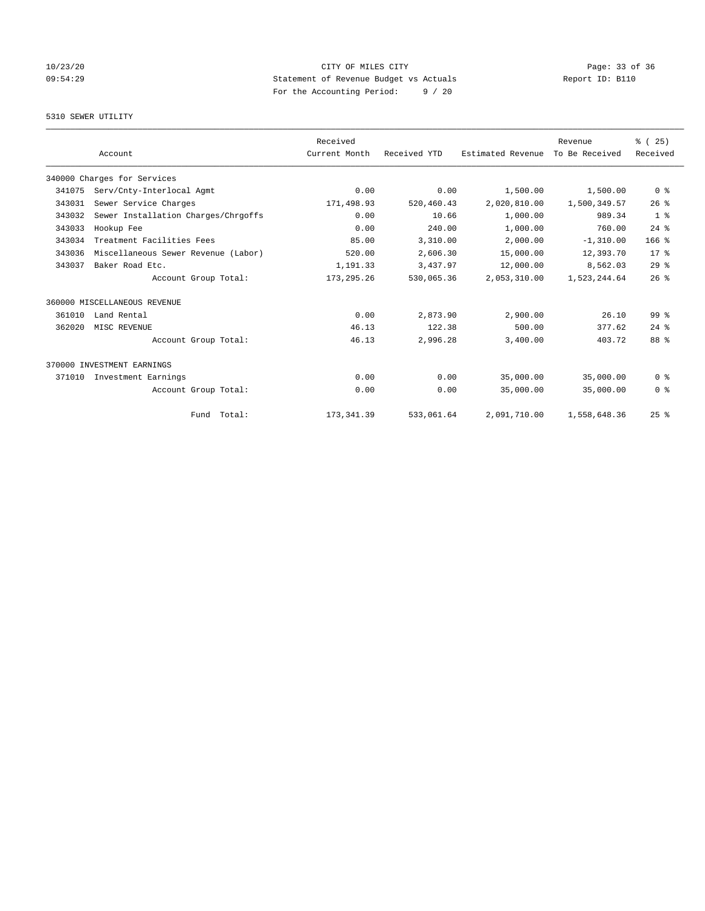CITY OF MILES CITY
Statement of Revenue Budget vs Actuals
For the Accounting Period: 9 / 20

10/23/20
09:54:29

Report ID: B110

5310 SEWER UTILITY

| Account | | Received Current Month | Received YTD | Estimated Revenue | Revenue To Be Received | % ( 25) Received |
|---|---|---|---|---|---|---|
| 340000 Charges for Services | | | | | | |
| 341075 | Serv/Cnty-Interlocal Agmt | 0.00 | 0.00 | 1,500.00 | 1,500.00 | 0 % |
| 343031 | Sewer Service Charges | 171,498.93 | 520,460.43 | 2,020,810.00 | 1,500,349.57 | 26 % |
| 343032 | Sewer Installation Charges/Chrgoffs | 0.00 | 10.66 | 1,000.00 | 989.34 | 1 % |
| 343033 | Hookup Fee | 0.00 | 240.00 | 1,000.00 | 760.00 | 24 % |
| 343034 | Treatment Facilities Fees | 85.00 | 3,310.00 | 2,000.00 | -1,310.00 | 166 % |
| 343036 | Miscellaneous Sewer Revenue (Labor) | 520.00 | 2,606.30 | 15,000.00 | 12,393.70 | 17 % |
| 343037 | Baker Road Etc. | 1,191.33 | 3,437.97 | 12,000.00 | 8,562.03 | 29 % |
| | Account Group Total: | 173,295.26 | 530,065.36 | 2,053,310.00 | 1,523,244.64 | 26 % |
| 360000 MISCELLANEOUS REVENUE | | | | | | |
| 361010 | Land Rental | 0.00 | 2,873.90 | 2,900.00 | 26.10 | 99 % |
| 362020 | MISC REVENUE | 46.13 | 122.38 | 500.00 | 377.62 | 24 % |
| | Account Group Total: | 46.13 | 2,996.28 | 3,400.00 | 403.72 | 88 % |
| 370000 INVESTMENT EARNINGS | | | | | | |
| 371010 | Investment Earnings | 0.00 | 0.00 | 35,000.00 | 35,000.00 | 0 % |
| | Account Group Total: | 0.00 | 0.00 | 35,000.00 | 35,000.00 | 0 % |
| | Fund Total: | 173,341.39 | 533,061.64 | 2,091,710.00 | 1,558,648.36 | 25 % |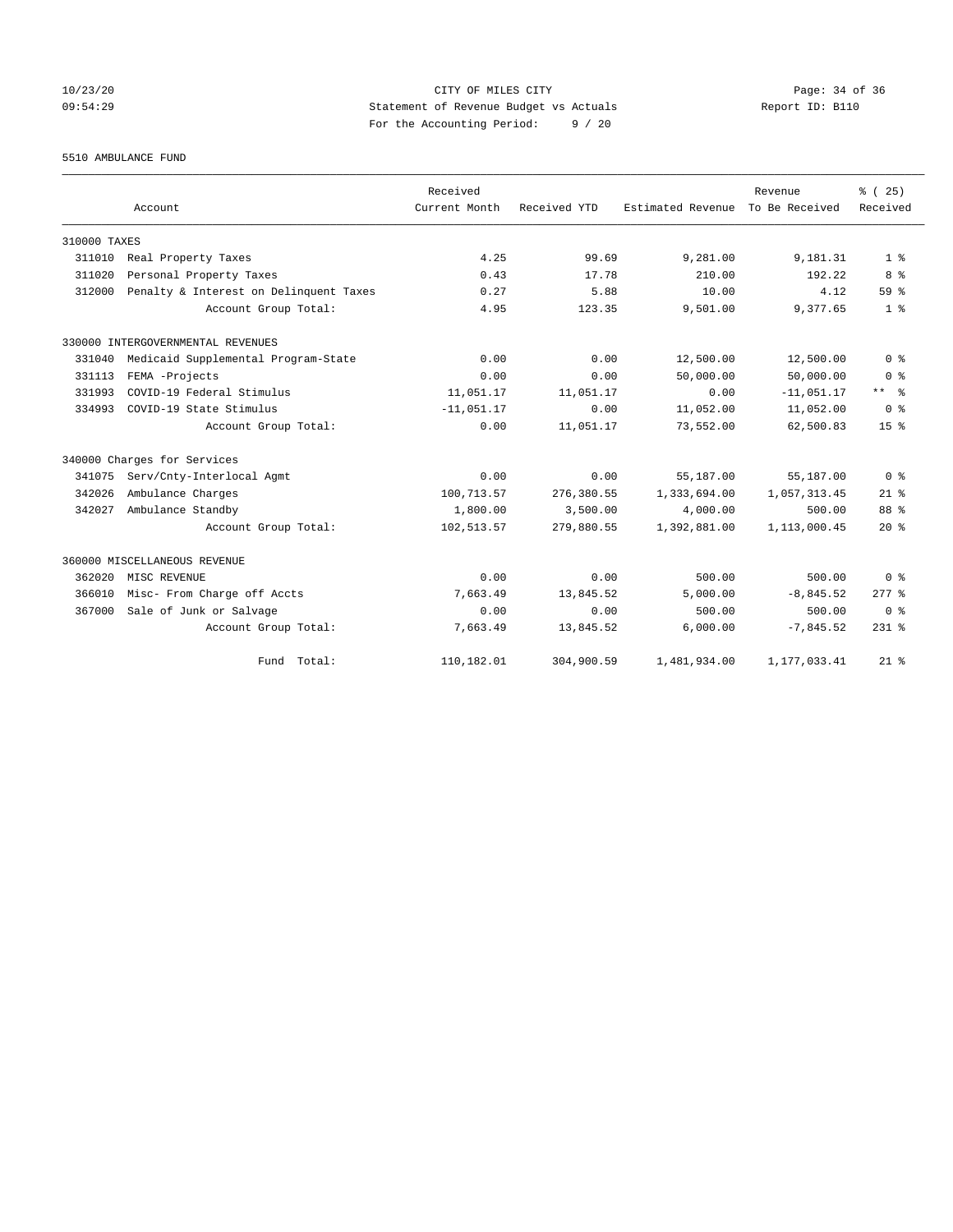CITY OF MILES CITY
Statement of Revenue Budget vs Actuals
For the Accounting Period: 9 / 20

10/23/20 09:54:29 — Report ID: B110

5510 AMBULANCE FUND

| Account | | Received Current Month | Received YTD | Estimated Revenue | Revenue To Be Received | % ( 25) Received |
|---|---|---|---|---|---|---|
| 310000 TAXES | | | | | | |
| 311010 | Real Property Taxes | 4.25 | 99.69 | 9,281.00 | 9,181.31 | 1 % |
| 311020 | Personal Property Taxes | 0.43 | 17.78 | 210.00 | 192.22 | 8 % |
| 312000 | Penalty & Interest on Delinquent Taxes | 0.27 | 5.88 | 10.00 | 4.12 | 59 % |
| | Account Group Total: | 4.95 | 123.35 | 9,501.00 | 9,377.65 | 1 % |
| 330000 INTERGOVERNMENTAL REVENUES | | | | | | |
| 331040 | Medicaid Supplemental Program-State | 0.00 | 0.00 | 12,500.00 | 12,500.00 | 0 % |
| 331113 | FEMA -Projects | 0.00 | 0.00 | 50,000.00 | 50,000.00 | 0 % |
| 331993 | COVID-19 Federal Stimulus | 11,051.17 | 11,051.17 | 0.00 | -11,051.17 | ** % |
| 334993 | COVID-19 State Stimulus | -11,051.17 | 0.00 | 11,052.00 | 11,052.00 | 0 % |
| | Account Group Total: | 0.00 | 11,051.17 | 73,552.00 | 62,500.83 | 15 % |
| 340000 Charges for Services | | | | | | |
| 341075 | Serv/Cnty-Interlocal Agmt | 0.00 | 0.00 | 55,187.00 | 55,187.00 | 0 % |
| 342026 | Ambulance Charges | 100,713.57 | 276,380.55 | 1,333,694.00 | 1,057,313.45 | 21 % |
| 342027 | Ambulance Standby | 1,800.00 | 3,500.00 | 4,000.00 | 500.00 | 88 % |
| | Account Group Total: | 102,513.57 | 279,880.55 | 1,392,881.00 | 1,113,000.45 | 20 % |
| 360000 MISCELLANEOUS REVENUE | | | | | | |
| 362020 | MISC REVENUE | 0.00 | 0.00 | 500.00 | 500.00 | 0 % |
| 366010 | Misc- From Charge off Accts | 7,663.49 | 13,845.52 | 5,000.00 | -8,845.52 | 277 % |
| 367000 | Sale of Junk or Salvage | 0.00 | 0.00 | 500.00 | 500.00 | 0 % |
| | Account Group Total: | 7,663.49 | 13,845.52 | 6,000.00 | -7,845.52 | 231 % |
| | Fund Total: | 110,182.01 | 304,900.59 | 1,481,934.00 | 1,177,033.41 | 21 % |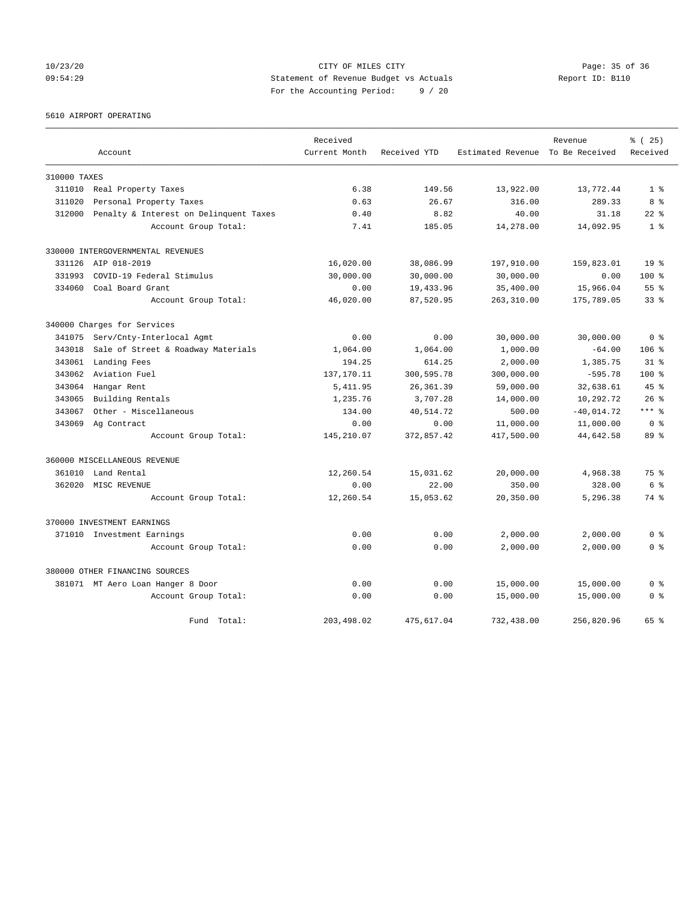CITY OF MILES CITY
Statement of Revenue Budget vs Actuals
For the Accounting Period: 9 / 20

10/23/20
09:54:29

Report ID: B110

5610 AIRPORT OPERATING

| Account | | Received Current Month | Received YTD | Estimated Revenue | Revenue To Be Received | % ( 25) Received |
|---|---|---|---|---|---|---|
| 310000 TAXES | | | | | | |
| 311010 | Real Property Taxes | 6.38 | 149.56 | 13,922.00 | 13,772.44 | 1 % |
| 311020 | Personal Property Taxes | 0.63 | 26.67 | 316.00 | 289.33 | 8 % |
| 312000 | Penalty & Interest on Delinquent Taxes | 0.40 | 8.82 | 40.00 | 31.18 | 22 % |
| | Account Group Total: | 7.41 | 185.05 | 14,278.00 | 14,092.95 | 1 % |
| 330000 INTERGOVERNMENTAL REVENUES | | | | | | |
| 331126 | AIP 018-2019 | 16,020.00 | 38,086.99 | 197,910.00 | 159,823.01 | 19 % |
| 331993 | COVID-19 Federal Stimulus | 30,000.00 | 30,000.00 | 30,000.00 | 0.00 | 100 % |
| 334060 | Coal Board Grant | 0.00 | 19,433.96 | 35,400.00 | 15,966.04 | 55 % |
| | Account Group Total: | 46,020.00 | 87,520.95 | 263,310.00 | 175,789.05 | 33 % |
| 340000 Charges for Services | | | | | | |
| 341075 | Serv/Cnty-Interlocal Agmt | 0.00 | 0.00 | 30,000.00 | 30,000.00 | 0 % |
| 343018 | Sale of Street & Roadway Materials | 1,064.00 | 1,064.00 | 1,000.00 | -64.00 | 106 % |
| 343061 | Landing Fees | 194.25 | 614.25 | 2,000.00 | 1,385.75 | 31 % |
| 343062 | Aviation Fuel | 137,170.11 | 300,595.78 | 300,000.00 | -595.78 | 100 % |
| 343064 | Hangar Rent | 5,411.95 | 26,361.39 | 59,000.00 | 32,638.61 | 45 % |
| 343065 | Building Rentals | 1,235.76 | 3,707.28 | 14,000.00 | 10,292.72 | 26 % |
| 343067 | Other - Miscellaneous | 134.00 | 40,514.72 | 500.00 | -40,014.72 | *** % |
| 343069 | Ag Contract | 0.00 | 0.00 | 11,000.00 | 11,000.00 | 0 % |
| | Account Group Total: | 145,210.07 | 372,857.42 | 417,500.00 | 44,642.58 | 89 % |
| 360000 MISCELLANEOUS REVENUE | | | | | | |
| 361010 | Land Rental | 12,260.54 | 15,031.62 | 20,000.00 | 4,968.38 | 75 % |
| 362020 | MISC REVENUE | 0.00 | 22.00 | 350.00 | 328.00 | 6 % |
| | Account Group Total: | 12,260.54 | 15,053.62 | 20,350.00 | 5,296.38 | 74 % |
| 370000 INVESTMENT EARNINGS | | | | | | |
| 371010 | Investment Earnings | 0.00 | 0.00 | 2,000.00 | 2,000.00 | 0 % |
| | Account Group Total: | 0.00 | 0.00 | 2,000.00 | 2,000.00 | 0 % |
| 380000 OTHER FINANCING SOURCES | | | | | | |
| 381071 | MT Aero Loan Hanger 8 Door | 0.00 | 0.00 | 15,000.00 | 15,000.00 | 0 % |
| | Account Group Total: | 0.00 | 0.00 | 15,000.00 | 15,000.00 | 0 % |
| | Fund Total: | 203,498.02 | 475,617.04 | 732,438.00 | 256,820.96 | 65 % |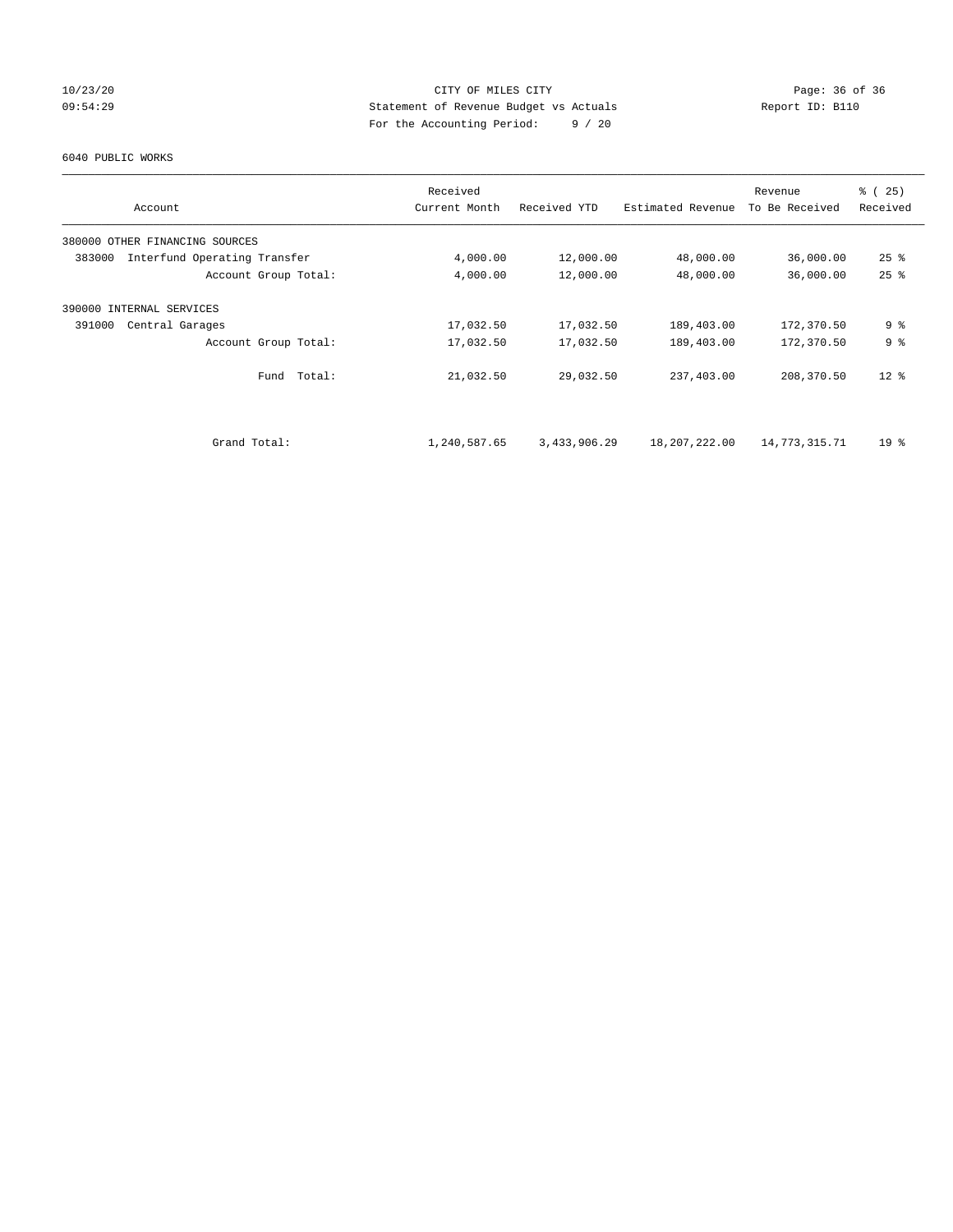CITY OF MILES CITY
Statement of Revenue Budget vs Actuals
For the Accounting Period: 9 / 20

6040 PUBLIC WORKS

| Account | Received Current Month | Received YTD | Estimated Revenue | Revenue To Be Received | % ( 25) Received |
|---|---|---|---|---|---|
| 380000 OTHER FINANCING SOURCES | | | | | |
| 383000 Interfund Operating Transfer | 4,000.00 | 12,000.00 | 48,000.00 | 36,000.00 | 25 % |
| Account Group Total: | 4,000.00 | 12,000.00 | 48,000.00 | 36,000.00 | 25 % |
| 390000 INTERNAL SERVICES | | | | | |
| 391000 Central Garages | 17,032.50 | 17,032.50 | 189,403.00 | 172,370.50 | 9 % |
| Account Group Total: | 17,032.50 | 17,032.50 | 189,403.00 | 172,370.50 | 9 % |
| Fund Total: | 21,032.50 | 29,032.50 | 237,403.00 | 208,370.50 | 12 % |
| Grand Total: | 1,240,587.65 | 3,433,906.29 | 18,207,222.00 | 14,773,315.71 | 19 % |